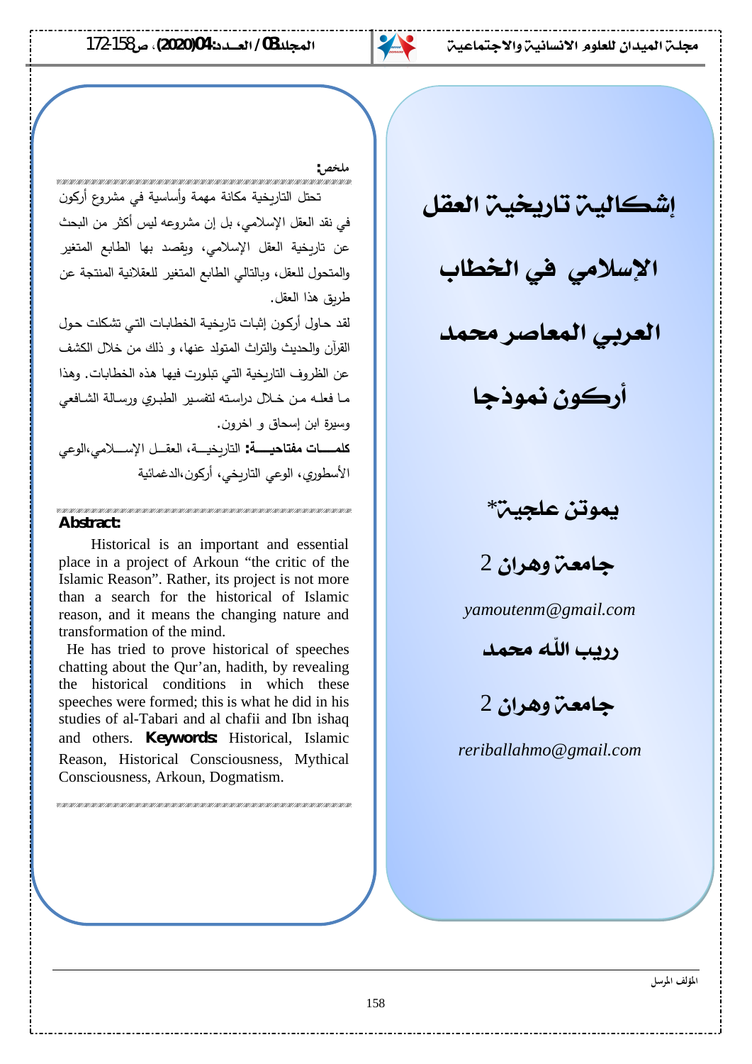# إشكالية تاريخية العقل الإسلامي في الخطاب العربي المعاصر محمد أركون نموذجا

**يموتن علجية***

**جامعة وهران 2**

*yamoutenm@gmail.com*

**رريب اللّه محمد**

**جامعة وهران 2**

*reriballahmo@gmail.com*

**ملخص:**

تحتل التاريخية مكانة مهمة وأساسية في مشروع أركون في نقد العقل الإسلامي، بل إن مشروعه ليس أكثر من البحث عن تاريخية العقل الإسلامي، ويقصد بها الطابع المتغير والمتحول للعقل، وبالتالي الطابع المتغير للعقلانية المنتجة عن طريق هذا العقل.

لقد حاول أركون إثبات تاريخية الخطابات التي تشكلت حول القرآن والحديث والتراث المتولد عنها، و ذلك من خلال الكشف عن الظروف التاريخية التي تبلورت فيها هذه الخطابات. وهذا ما فعله من خلال دراسته لتفسير الطبري ورسالة الشافعي وسيرة ابن إسحاق و اخرون.

**كلمات مفتاحية:** التاريخية، العقل الإسلامي،الوعي الأسطوري، الوعي التاريخي، أركون،الدغمائية

**Abstract:**

Historical is an important and essential place in a project of Arkoun “the critic of the Islamic Reason”. Rather, its project is not more than a search for the historical of Islamic reason, and it means the changing nature and transformation of the mind.

He has tried to prove historical of speeches chatting about the Qur'an, hadith, by revealing the historical conditions in which these speeches were formed; this is what he did in his studies of al-Tabari and al chafii and Ibn ishaq and others.

**Keywords:** Historical, Islamic Reason, Historical Consciousness, Mythical Consciousness, Arkoun, Dogmatism.

المؤلف المرسل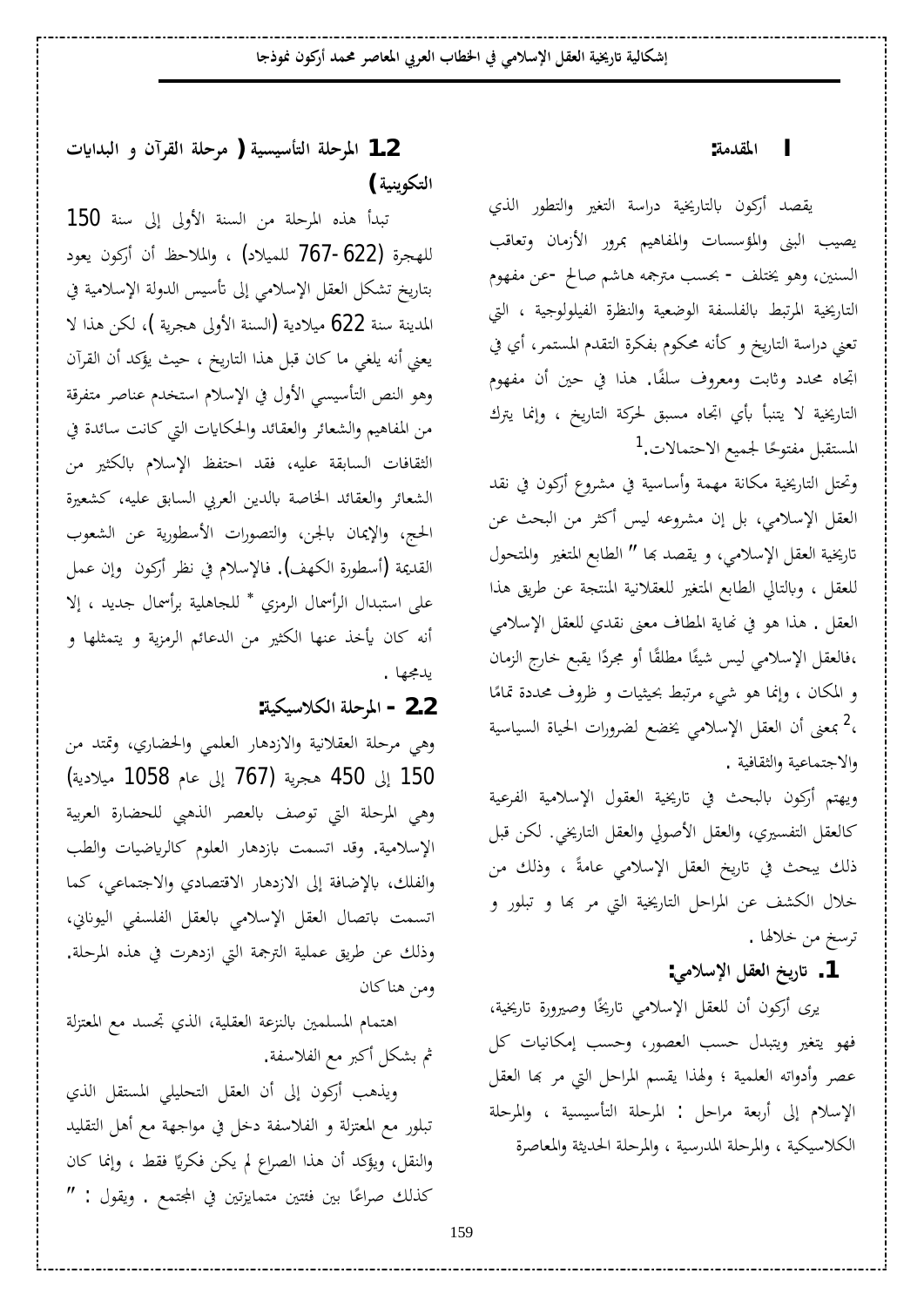## I المقدمة:

يقصد أركون بالتاريخية دراسة التغير والتطور الذي يصيب البنى والمؤسسات والمفاهيم بمرور الأزمان وتعاقب السنين، وهو يختلف - بحسب مترجمه هاشم صالح -عن مفهوم التاريخية المرتبط بالفلسفة الوضعية والنظرة الفيلولوجية ، التي تعني دراسة التاريخ و كأنه محكوم بفكرة التقدم المستمر، أي في اتجاه محدد وثابت ومعروف سلفًا. هذا في حين أن مفهوم التاريخية لا يتنبأ بأي اتجاه مسبق لحركة التاريخ ، وإنما يترك المستقبل مفتوحًا لجميع الاحتمالات.[1]

وتحتل التاريخية مكانة مهمة وأساسية في مشروع أركون في نقد العقل الإسلامي، بل إن مشروعه ليس أكثر من البحث عن تاريخية العقل الإسلامي، و يقصد بها " الطابع المتغير والمتحول للعقل ، وبالتالي الطابع المتغير للعقلانية المنتجة عن طريق هذا العقل . هذا هو في نهاية المطاف معنى نقدي للعقل الإسلامي ،فالعقل الإسلامي ليس شيئًا مطلقًا أو مجردًا يقبع خارج الزمان و المكان ، وإنما هو شيء مرتبط بحيثيات و ظروف محددة تمامًا ،[2] بمعنى أن العقل الإسلامي يخضع لضرورات الحياة السياسية والاجتماعية والثقافية .

ويهتم أركون بالبحث في تاريخية العقول الإسلامية الفرعية كالعقل التفسيري، والعقل الأصولي والعقل التاريخي. لكن قبل ذلك يبحث في تاريخ العقل الإسلامي عامةً ، وذلك من خلال الكشف عن المراحل التاريخية التي مر بها و تبلور و ترسخ من خلالها .

## 1. تاريخ العقل الإسلامي:

يرى أركون أن للعقل الإسلامي تاريخًا وصيرورة تاريخية، فهو يتغير ويتبدل حسب العصور، وحسب إمكانيات كل عصر وأدواته العلمية ؛ ولهذا يقسم المراحل التي مر بها العقل الإسلام إلى أربعة مراحل : المرحلة التأسيسية ، والمرحلة الكلاسيكية ، والمرحلة المدرسية ، والمرحلة الحديثة والمعاصرة

### 1.2 المرحلة التأسيسية ( مرحلة القرآن و البدايات التكوينية )

تبدأ هذه المرحلة من السنة الأولى إلى سنة 150 للهجرة (622-767 للميلاد) ، والملاحظ أن أركون يعود بتاريخ تشكل العقل الإسلامي إلى تأسيس الدولة الإسلامية في المدينة سنة 622 ميلادية (السنة الأولى هجرية )، لكن هذا لا يعني أنه يلغي ما كان قبل هذا التاريخ ، حيث يؤكد أن القرآن وهو النص التأسيسي الأول في الإسلام استخدم عناصر متفرقة من المفاهيم والشعائر والعقائد والحكايات التي كانت سائدة في الثقافات السابقة عليه، فقد احتفظ الإسلام بالكثير من الشعائر والعقائد الخاصة بالدين العربي السابق عليه، كشعيرة الحج، والإيمان بالجن، والتصورات الأسطورية عن الشعوب القديمة (أسطورة الكهف). فالإسلام في نظر أركون وإن عمل على استبدال الرأسمال الرمزي * للجاهلية برأسمال جديد ، إلا أنه كان يأخذ عنها الكثير من الدعائم الرمزية و يتمثلها و يدمجها .

### 2.2 - المرحلة الكلاسيكية:

وهي مرحلة العقلانية والازدهار العلمي والحضاري، وتمتد من 150 إلى 450 هجرية (767 إلى عام 1058 ميلادية) وهي المرحلة التي توصف بالعصر الذهبي للحضارة العربية الإسلامية. وقد اتسمت بازدهار العلوم كالرياضيات والطب والفلك، بالإضافة إلى الازدهار الاقتصادي والاجتماعي، كما اتسمت باتصال العقل الإسلامي بالعقل الفلسفي اليوناني، وذلك عن طريق عملية الترجمة التي ازدهرت في هذه المرحلة. ومن هنا كان

اهتمام المسلمين بالنزعة العقلية، الذي تجسد مع المعتزلة ثم بشكل أكبر مع الفلاسفة.

ويذهب أركون إلى أن العقل التحليلي المستقل الذي تبلور مع المعتزلة و الفلاسفة دخل في مواجهة مع أهل التقليد والنقل، ويؤكد أن هذا الصراع لم يكن فكريًا فقط ، وإنما كان كذلك صراعًا بين فئتين متمايزتين في المجتمع . ويقول : "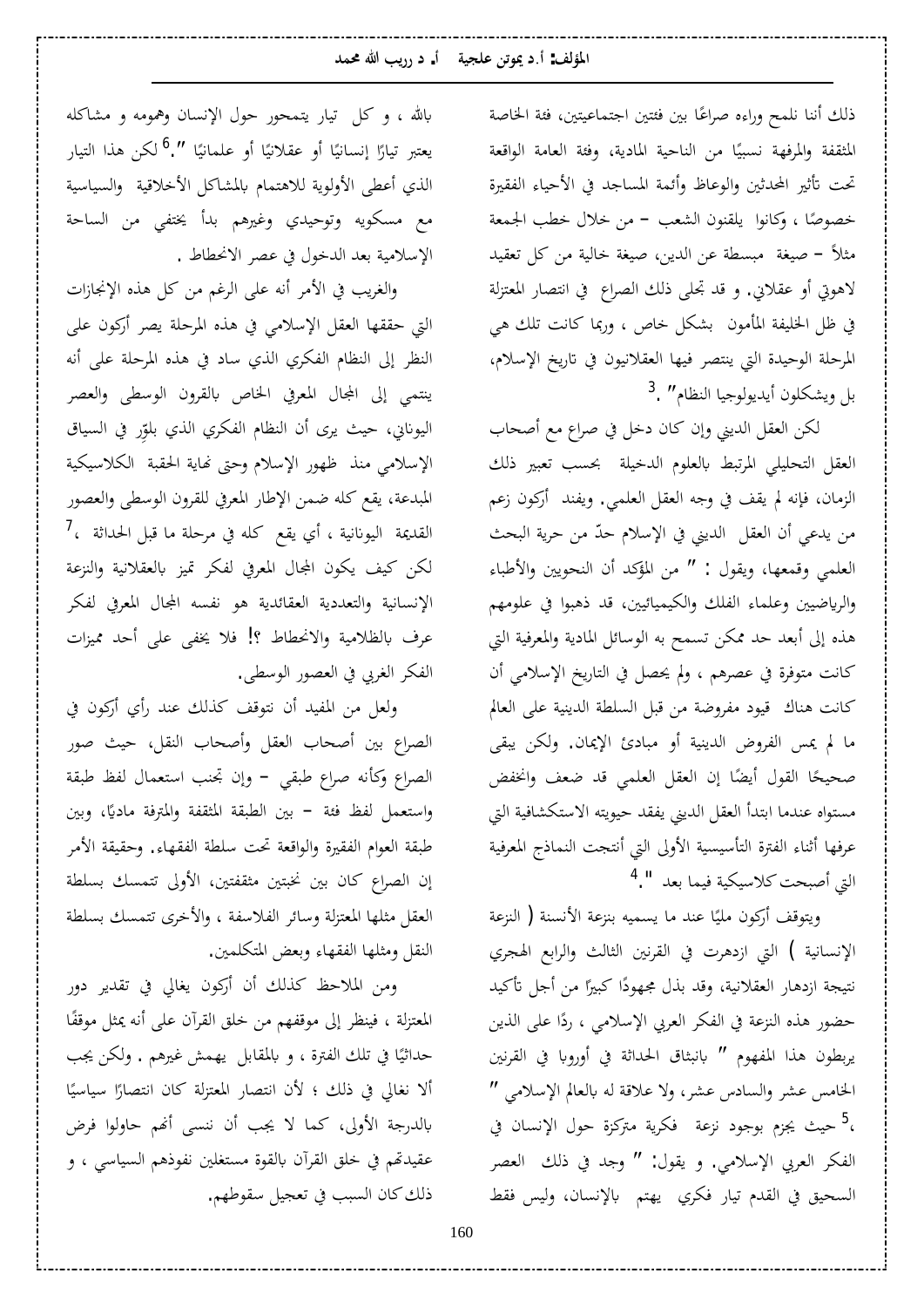ذلك أننا نلمح وراءه صراعًا بين فئتين اجتماعيتين، فئة الخاصة المثقفة والمرفهة نسبيًا من الناحية المادية، وفئة العامة الواقعة تحت تأثير المحدثين والوعاظ وأئمة المساجد في الأحياء الفقيرة خصوصًا ، وكانوا يلقنون الشعب – من خلال خطب الجمعة مثلاً – صيغة مبسطة عن الدين، صيغة خالية من كل تعقيد لاهوتي أو عقلاني. و قد تجلى ذلك الصراع في انتصار المعتزلة في ظل الخليفة المأمون بشكل خاص ، وربما كانت تلك هي المرحلة الوحيدة التي ينتصر فيها العقلانيون في تاريخ الإسلام، بل ويشكلون أيديولوجيا النظام" .[3]

لكن العقل الديني وإن كان دخل في صراع مع أصحاب العقل التحليلي المرتبط بالعلوم الدخيلة بحسب تعبير ذلك الزمان، فإنه لم يقف في وجه العقل العلمي. ويفند أركون زعم من يدعي أن العقل الديني في الإسلام حدّ من حرية البحث العلمي وقمعها، ويقول : " من المؤكد أن النحويين والأطباء والرياضيين وعلماء الفلك والكيميائيين، قد ذهبوا في علومهم هذه إلى أبعد حد ممكن تسمح به الوسائل المادية والمعرفية التي كانت متوفرة في عصرهم ، ولم يحصل في التاريخ الإسلامي أن كانت هناك قيود مفروضة من قبل السلطة الدينية على العالم ما لم يمس الفروض الدينية أو مبادئ الإيمان. ولكن يبقى صحيحًا القول أيضًا إن العقل العلمي قد ضعف وانخفض مستواه عندما ابتدأ العقل الديني يفقد حيويته الاستكشافية التي عرفها أثناء الفترة التأسيسية الأولى التي أنتجت النماذج المعرفية التي أصبحت كلاسيكية فيما بعد ".[4]

ويتوقف أركون مليًا عند ما يسميه بنزعة الأنسنة ( النزعة الإنسانية ) التي ازدهرت في القرنين الثالث والرابع الهجري نتيجة ازدهار العقلانية، وقد بذل مجهودًا كبيرًا من أجل تأكيد حضور هذه النزعة في الفكر العربي الإسلامي ، ردًا على الذين يربطون هذا المفهوم " بانبثاق الحداثة في أوروبا في القرنين الخامس عشر والسادس عشر، ولا علاقة له بالعالم الإسلامي "،[5] حيث يجزم بوجود نزعة فكرية متركزة حول الإنسان في الفكر العربي الإسلامي. و يقول: " وجد في ذلك العصر السحيق في القدم تيار فكري يهتم بالإنسان، وليس فقط بالله ، و كل تيار يتمحور حول الإنسان وهمومه و مشاكله يعتبر تيارًا إنسانيًا أو عقلانيًا أو علمانيًا ".[6] لكن هذا التيار الذي أعطى الأولوية للاهتمام بالمشاكل الأخلاقية والسياسية مع مسكويه وتوحيدي وغيرهم بدأ يختفي من الساحة الإسلامية بعد الدخول في عصر الانحطاط .

والغريب في الأمر أنه على الرغم من كل هذه الإنجازات التي حققها العقل الإسلامي في هذه المرحلة يصر أركون على النظر إلى النظام الفكري الذي ساد في هذه المرحلة على أنه ينتمي إلى المجال المعرفي الخاص بالقرون الوسطى والعصر اليوناني، حيث يرى أن النظام الفكري الذي بلوّر في السياق الإسلامي منذ ظهور الإسلام وحتى نهاية الحقبة الكلاسيكية المبدعة، يقع كله ضمن الإطار المعرفي للقرون الوسطى والعصور القديمة اليونانية ، أي يقع كله في مرحلة ما قبل الحداثة ،[7] لكن كيف يكون المجال المعرفي لفكر تميز بالعقلانية والنزعة الإنسانية والتعددية العقائدية هو نفسه المجال المعرفي لفكر عرف بالظلامية والانحطاط ؟! فلا يخفى على أحد مميزات الفكر الغربي في العصور الوسطى.

ولعل من المفيد أن نتوقف كذلك عند رأي أركون في الصراع بين أصحاب العقل وأصحاب النقل، حيث صور الصراع وكأنه صراع طبقي – وإن تجنب استعمال لفظ طبقة واستعمل لفظ فئة – بين الطبقة المثقفة والمترفة ماديًا، وبين طبقة العوام الفقيرة والواقعة تحت سلطة الفقهاء. وحقيقة الأمر إن الصراع كان بين نخبتين مثقفتين، الأولى تتمسك بسلطة العقل مثلها المعتزلة وسائر الفلاسفة ، والأخرى تتمسك بسلطة النقل ومثلها الفقهاء وبعض المتكلمين.

ومن الملاحظ كذلك أن أركون يغالي في تقدير دور المعتزلة ، فينظر إلى موقفهم من خلق القرآن على أنه يمثل موقفًا حداثيًا في تلك الفترة ، و بالمقابل يهمش غيرهم . ولكن يجب ألا نغالي في ذلك ؛ لأن انتصار المعتزلة كان انتصارًا سياسيًا بالدرجة الأولى، كما لا يجب أن ننسى أنهم حاولوا فرض عقيدتهم في خلق القرآن بالقوة مستغلين نفوذهم السياسي ، و ذلك كان السبب في تعجيل سقوطهم.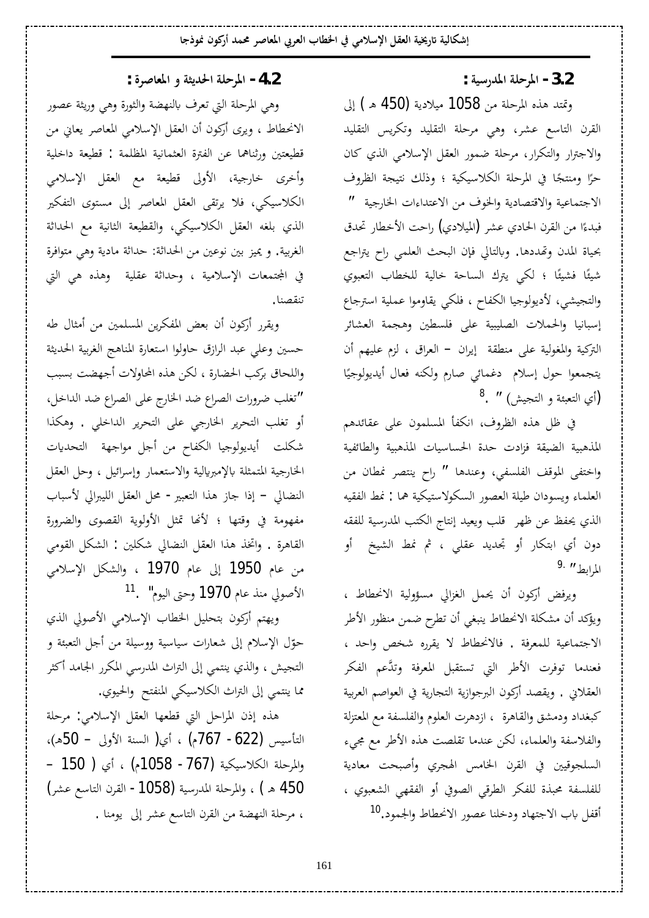## 3.2 - المرحلة المدرسية :

وتمتد هذه المرحلة من 1058 ميلادية (450 هـ ) إلى القرن التاسع عشر، وهي مرحلة التقليد وتكريس التقليد والاجترار والتكرار، مرحلة ضمور العقل الإسلامي الذي كان حرًا ومنتجًا في المرحلة الكلاسيكية ؛ وذلك نتيجة الظروف الاجتماعية والاقتصادية والخوف من الاعتداءات الخارجية " فبدءًا من القرن الحادي عشر (الميلادي) راحت الأخطار تحدق بحياة المدن وتهددها. وبالتالي فإن البحث العلمي راح يتراجع شيئًا فشيئًا ؛ لكي يترك الساحة خالية للخطاب التعبوي والتجيشي، لأيديولوجيا الكفاح ، فلكي يقاوموا عملية استرجاع إسبانيا والحملات الصليبية على فلسطين وهجمة العشائر التركية والمغولية على منطقة إيران – العراق ، لزم عليهم أن يتجمعوا حول إسلام دغمائي صارم ولكنه فعال أيديولوجيًا (أي التعبئة و التجيش) " .[8]

في ظل هذه الظروف، انكفأ المسلمون على عقائدهم المذهبية الضيقة فزادت حدة الحساسيات المذهبية والطائفية واختفى الموقف الفلسفي، وعندها " راح ينتصر نمطان من العلماء ويسودان طيلة العصور السكولاستيكية هما : نمط الفقيه الذي يحفظ عن ظهر قلب ويعيد إنتاج الكتب المدرسية للفقه دون أي ابتكار أو تجديد عقلي ، ثم نمط الشيخ أو المرابط" .[9]

ويرفض أركون أن يحمل الغزالي مسؤولية الانحطاط ، ويؤكد أن مشكلة الانحطاط ينبغي أن تطرح ضمن منظور الأطر الاجتماعية للمعرفة . فالانحطاط لا يقرره شخص واحد ، فعندما توفرت الأطر التي تستقبل المعرفة وتدّعم الفكر العقلاني . ويقصد أركون البرجوازية التجارية في العواصم العربية كبغداد ودمشق والقاهرة ، ازدهرت العلوم والفلسفة مع المعتزلة والفلاسفة والعلماء، لكن عندما تقلصت هذه الأطر مع مجيء السلجوقيين في القرن الخامس الهجري وأصبحت معادية للفلسفة محبذة للفكر الطرقي الصوفي أو الفقهي الشعبوي ، أقفل باب الاجتهاد ودخلنا عصور الانحطاط والجمود.[10]

## 4.2 - المرحلة الحديثة و المعاصرة :

وهي المرحلة التي تعرف بالنهضة والثورة وهي وريثة عصور الانحطاط ، ويرى أركون أن العقل الإسلامي المعاصر يعاني من قطيعتين ورثناها عن الفترة العثمانية المظلمة : قطيعة داخلية وأخرى خارجية، الأولى قطيعة مع العقل الإسلامي الكلاسيكي، فلا يرتقي العقل المعاصر إلى مستوى التفكير الذي بلغه العقل الكلاسيكي، والقطيعة الثانية مع الحداثة الغربية. و يميز بين نوعين من الحداثة: حداثة مادية وهي متوافرة في المجتمعات الإسلامية ، وحداثة عقلية وهذه هي التي تنقصنا.

ويقرر أركون أن بعض المفكرين المسلمين من أمثال طه حسين وعلي عبد الرازق حاولوا استعارة المناهج الغربية الحديثة واللحاق بركب الحضارة ، لكن هذه المحاولات أجهضت بسبب "تغلب ضرورات الصراع ضد الخارج على الصراع ضد الداخل، أو تغلب التحرير الخارجي على التحرير الداخلي . وهكذا شكلت أيديولوجيا الكفاح من أجل مواجهة التحديات الخارجية المتمثلة بالإمبريالية والاستعمار وإسرائيل ، وحل العقل النضالي – إذا جاز هذا التعبير – محل العقل الليبرالي لأسباب مفهومة في وقتها ؛ لأنها تمثل الأولوية القصوى والضرورة القاهرة . واتخذ هذا العقل النضالي شكلين : الشكل القومي من عام 1950 إلى عام 1970 ، والشكل الإسلامي الأصولي منذ عام 1970 وحتى اليوم" .[11]

ويهتم أركون بتحليل الخطاب الإسلامي الأصولي الذي حوّل الإسلام إلى شعارات سياسية ووسيلة من أجل التعبئة و التجيش ، والذي ينتمي إلى التراث المدرسي المكرر الجامد أكثر مما ينتمي إلى التراث الكلاسيكي المنفتح والحيوي.

هذه إذن المراحل التي قطعها العقل الإسلامي: مرحلة التأسيس (622 - 767م) ، أي( السنة الأولى – 50هـ)، والمرحلة الكلاسيكية (767 - 1058م) ، أي ( 150 – 450 هـ ) ، والمرحلة المدرسية (1058 - القرن التاسع عشر) ، مرحلة النهضة من القرن التاسع عشر إلى يومنا .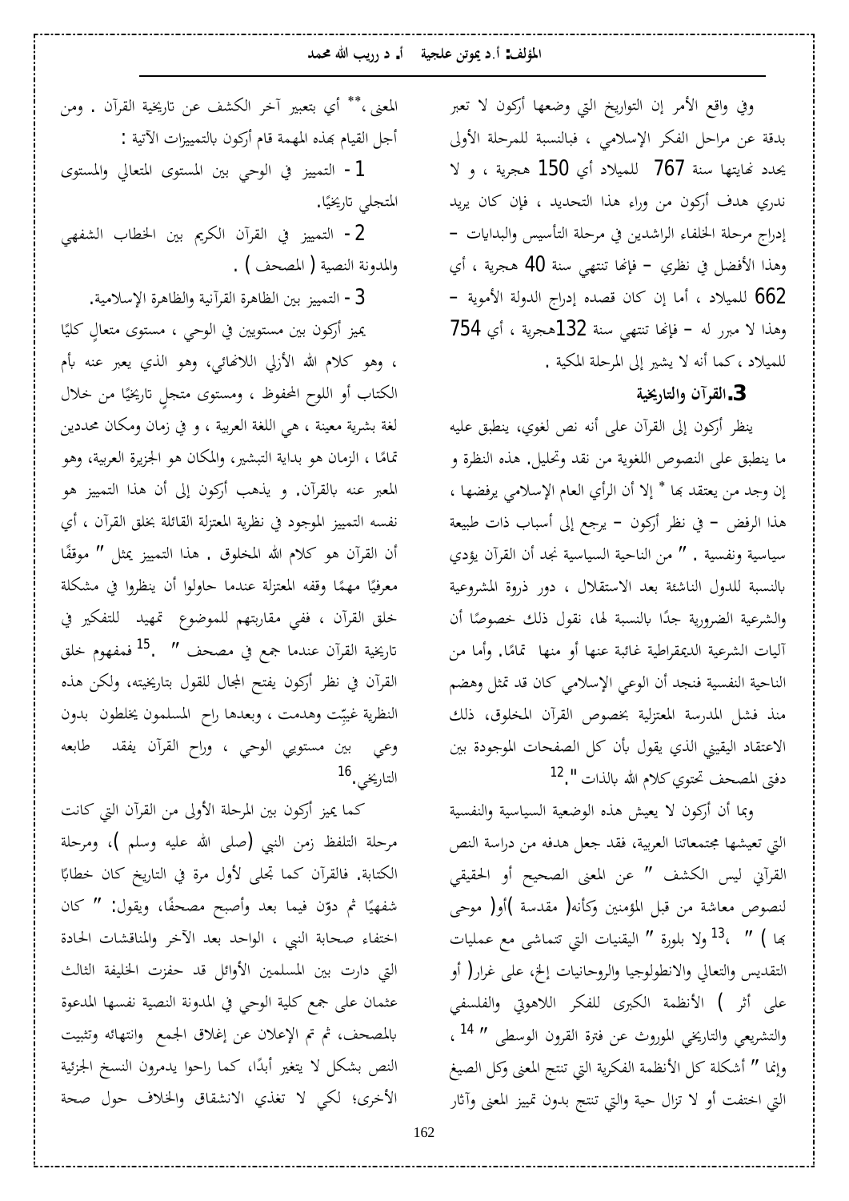وفي واقع الأمر إن التواريخ التي وضعها أركون لا تعبر بدقة عن مراحل الفكر الإسلامي ، فبالنسبة للمرحلة الأولى يحدد نهايتها سنة 767 للميلاد أي 150 هجرية ، و لا ندري هدف أركون من وراء هذا التحديد ، فإن كان يريد إدراج مرحلة الخلفاء الراشدين في مرحلة التأسيس والبدايات – وهذا الأفضل في نظري – فإنها تنتهي سنة 40 هجرية ، أي 662 للميلاد ، أما إن كان قصده إدراج الدولة الأموية – وهذا لا مبرر له – فإنها تنتهي سنة 132هجرية ، أي 754 للميلاد ،كما أنه لا يشير إلى المرحلة المكية .

## 3.القرآن والتاريخية

ينظر أركون إلى القرآن على أنه نص لغوي، ينطبق عليه ما ينطبق على النصوص اللغوية من نقد وتحليل. هذه النظرة و إن وجد من يعتقد بها * إلا أن الرأي العام الإسلامي يرفضها ، هذا الرفض – في نظر أركون – يرجع إلى أسباب ذات طبيعة سياسية ونفسية . " من الناحية السياسية نجد أن القرآن يؤدي بالنسبة للدول الناشئة بعد الاستقلال ، دور ذروة المشروعية والشرعية الضرورية جدًا بالنسبة لها، نقول ذلك خصوصًا أن آليات الشرعية الديمقراطية غائبة عنها أو منها تمامًا. وأما من الناحية النفسية فنجد أن الوعي الإسلامي كان قد تمثل وهضم منذ فشل المدرسة المعتزلية بخصوص القرآن المخلوق، ذلك الاعتقاد اليقيني الذي يقول بأن كل الصفحات الموجودة بين دفتي المصحف تحتوي كلام الله بالذات ".[12]

وبما أن أركون لا يعيش هذه الوضعية السياسية والنفسية التي تعيشها مجتمعاتنا العربية، فقد جعل هدفه من دراسة النص القرآني ليس الكشف " عن المعنى الصحيح أو الحقيقي لنصوص معاشة من قبل المؤمنين وكأنه( مقدسة )أو( موحى بها ) " ،[13] ولا بلورة " اليقينيات التي تتماشى مع عمليات التقديس والتعالي والانطولوجيا والروحانيات إلخ، على غرار( أو على أثر ) الأنظمة الكبرى للفكر اللاهوتي والفلسفي والتشريعي والتاريخي الموروث عن فترة القرون الوسطى " [14] ، وإنما " أشكلة كل الأنظمة الفكرية التي تنتج المعنى وكل الصيغ التي اختفت أو لا تزال حية والتي تنتج بدون تمييز المعنى وآثار المعنى ،** أي بتعبير آخر الكشف عن تاريخية القرآن . ومن أجل القيام بهذه المهمة قام أركون بالتمييزات الآتية :

1 - التمييز في الوحي بين المستوى المتعالي والمستوى المتجلي تاريخيًا.

2 - التمييز في القرآن الكريم بين الخطاب الشفهي والمدونة النصية ( المصحف ) .

3 - التمييز بين الظاهرة القرآنية والظاهرة الإسلامية.

يميز أركون بين مستويين في الوحي ، مستوى متعالٍ كليًا ، وهو كلام الله الأزلي اللانهائي، وهو الذي يعبر عنه بأم الكتاب أو اللوح المحفوظ ، ومستوى متجلٍ تاريخيًا من خلال لغة بشرية معينة ، هي اللغة العربية ، و في زمان ومكان محددين تمامًا ، الزمان هو بداية التبشير، والمكان هو الجزيرة العربية، وهو المعبر عنه بالقرآن. و يذهب أركون إلى أن هذا التمييز هو نفسه التمييز الموجود في نظرية المعتزلة القائلة بخلق القرآن ، أي أن القرآن هو كلام الله المخلوق . هذا التمييز يمثل " موقفًا معرفيًا مهمًا وقفه المعتزلة عندما حاولوا أن ينظروا في مشكلة خلق القرآن ، ففي مقاربتهم للموضوع تمهيد للتفكير في تاريخية القرآن عندما جمع في مصحف " .[15] فمفهوم خلق القرآن في نظر أركون يفتح المجال للقول بتاريخيته، ولكن هذه النظرية غيبّت وهدمت ، وبعدها راح المسلمون يخلطون بدون وعي بين مستويي الوحي ، وراح القرآن يفقد طابعه التاريخي.[16]

كما يميز أركون بين المرحلة الأولى من القرآن التي كانت مرحلة التلفظ زمن النبي (صلى الله عليه وسلم )، ومرحلة الكتابة. فالقرآن كما تجلى لأول مرة في التاريخ كان خطابًا شفهيًا ثم دوّن فيما بعد وأصبح مصحفًا، ويقول: " كان اختفاء صحابة النبي ، الواحد بعد الآخر والمناقشات الحادة التي دارت بين المسلمين الأوائل قد حفزت الخليفة الثالث عثمان على جمع كلية الوحي في المدونة النصية نفسها المدعوة بالمصحف، ثم تم الإعلان عن إغلاق الجمع وانتهائه وتثبيت النص بشكل لا يتغير أبدًا، كما راحوا يدمرون النسخ الجزئية الأخرى؛ لكي لا تغذي الانشقاق والخلاف حول صحة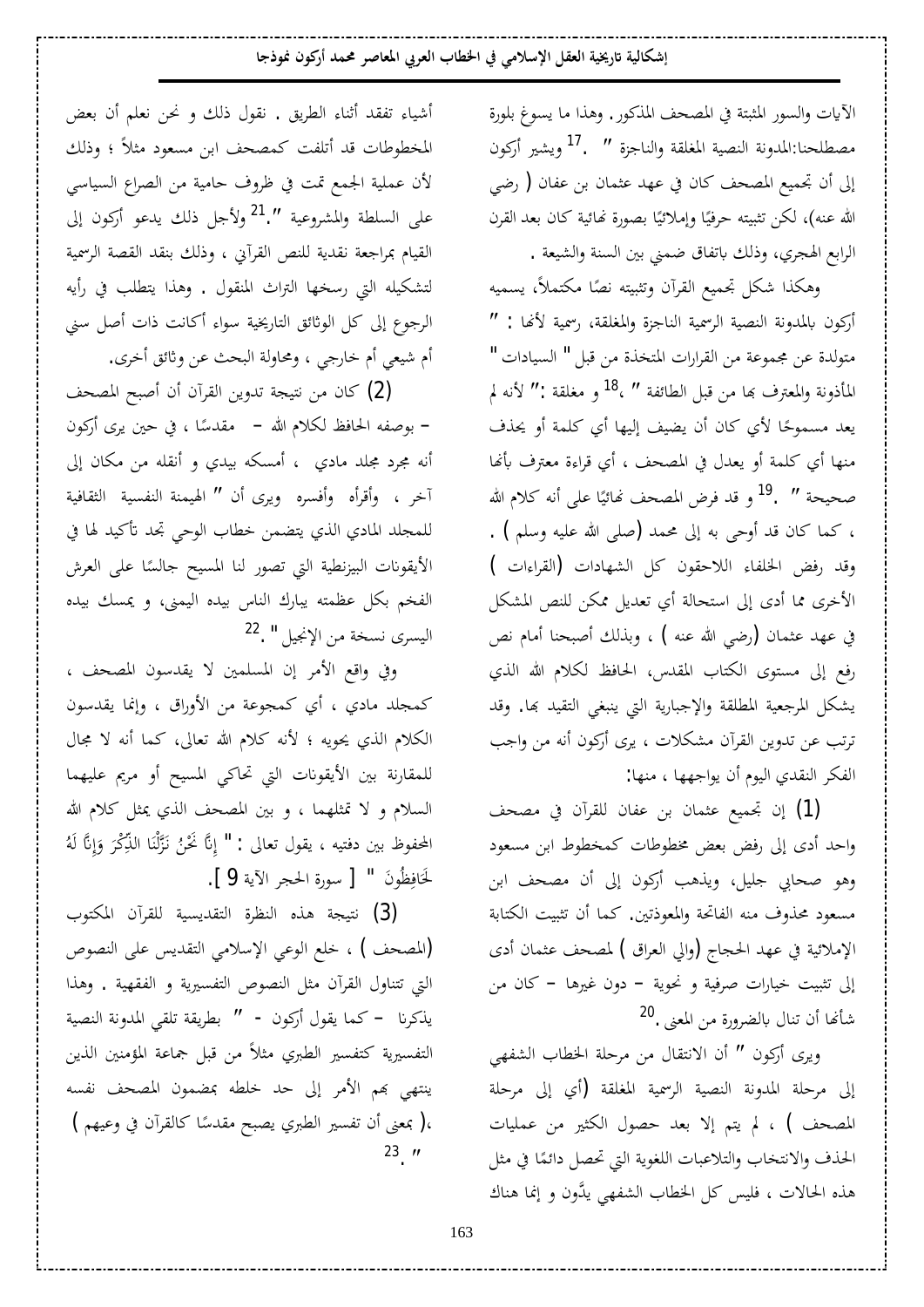الآيات والسور المثبتة في المصحف المذكور. وهذا ما يسوغ بلورة مصطلحنا:المدونة النصية المغلقة والناجزة " .[17] ويشير أركون إلى أن تجميع المصحف كان في عهد عثمان بن عفان ( رضي الله عنه)، لكن تثبيته حرفيًا وإملائيًا بصورة نهائية كان بعد القرن الرابع الهجري، وذلك باتفاق ضمني بين السنة والشيعة .

وهكذا شكل تجميع القرآن وتثبيته نصًا مكتملاً، يسميه أركون بالمدونة النصية الرسمية الناجزة والمغلقة، رسمية لأنها : " متولدة عن مجموعة من القرارات المتخذة من قبل " السيادات " المأذونة والمعترف بها من قبل الطائفة " ،[18] و مغلقة :" لأنه لم يعد مسموحًا لأي كان أن يضيف إليها أي كلمة أو يحذف منها أي كلمة أو يعدل في المصحف ، أي قراءة معترف بأنها صحيحة " .[19] و قد فرض المصحف نهائيًا على أنه كلام الله ، كما كان قد أوحى به إلى محمد (صلى الله عليه وسلم ) . وقد رفض الخلفاء اللاحقون كل الشهادات (القراءات ) الأخرى مما أدى إلى استحالة أي تعديل ممكن للنص المشكل في عهد عثمان (رضي الله عنه ) ، وبذلك أصبحنا أمام نص رفع إلى مستوى الكتاب المقدس، الحافظ لكلام الله الذي يشكل المرجعية المطلقة والإجبارية التي ينبغي التقيد بها. وقد ترتب عن تدوين القرآن مشكلات ، يرى أركون أنه من واجب الفكر النقدي اليوم أن يواجهها ، منها:

(1) إن تجميع عثمان بن عفان للقرآن في مصحف واحد أدى إلى رفض بعض مخطوطات كمخطوط ابن مسعود وهو صحابي جليل، ويذهب أركون إلى أن مصحف ابن مسعود محذوف منه الفاتحة والمعوذتين. كما أن تثبيت الكتابة الإملائية في عهد الحجاج (والي العراق ) لمصحف عثمان أدى إلى تثبيت خيارات صرفية و نحوية – دون غيرها – كان من شأنها أن تنال بالضرورة من المعنى .[20]

ويرى أركون " أن الانتقال من مرحلة الخطاب الشفهي إلى مرحلة المدونة النصية الرسمية المغلقة (أي إلى مرحلة المصحف ) ، لم يتم إلا بعد حصول الكثير من عمليات الحذف والانتخاب والتلاعبات اللغوية التي تحصل دائمًا في مثل هذه الحالات ، فليس كل الخطاب الشفهي يدَّون و إنما هناك أشياء تفقد أثناء الطريق . نقول ذلك و نحن نعلم أن بعض المخطوطات قد أتلفت كمصحف ابن مسعود مثلاً ؛ وذلك لأن عملية الجمع تمت في ظروف حامية من الصراع السياسي على السلطة والمشروعية ".[21] ولأجل ذلك يدعو أركون إلى القيام بمراجعة نقدية للنص القرآني ، وذلك بنقد القصة الرسمية لتشكيله التي رسخها التراث المنقول . وهذا يتطلب في رأيه الرجوع إلى كل الوثائق التاريخية سواء أكانت ذات أصل سني أم شيعي أم خارجي ، ومحاولة البحث عن وثائق أخرى.

(2) كان من نتيجة تدوين القرآن أن أصبح المصحف – بوصفه الحافظ لكلام الله – مقدسًا ، في حين يرى أركون أنه مجرد مجلد مادي ، أمسكه بيدي و أنقله من مكان إلى آخر ، وأقرأه وأفسره ويرى أن " الهيمنة النفسية الثقافية للمجلد المادي الذي يتضمن خطاب الوحي تجد تأكيد لها في الأيقونات البيزنطية التي تصور لنا المسيح جالسًا على العرش الفخم بكل عظمته يبارك الناس بيده اليمنى، و يمسك بيده اليسرى نسخة من الإنجيل " .[22]

وفي واقع الأمر إن المسلمين لا يقدسون المصحف ، كمجلد مادي ، أي كمجموعة من الأوراق ، وإنما يقدسون الكلام الذي يحويه ؛ لأنه كلام الله تعالى، كما أنه لا مجال للمقارنة بين الأيقونات التي تحاكي المسيح أو مريم عليهما السلام و لا تمثلهما ، و بين المصحف الذي يمثل كلام الله المحفوظ بين دفتيه ، يقول تعالى : " إِنَّا نَحْنُ نَزَّلْنَا الذِّكْرَ وَإِنَّا لَهُ لَحَافِظُونَ " [ سورة الحجر الآية 9 ].

(3) نتيجة هذه النظرة التقديسية للقرآن المكتوب (المصحف ) ، خلع الوعي الإسلامي التقديس على النصوص التي تتناول القرآن مثل النصوص التفسيرية و الفقهية . وهذا يذكرنا – كما يقول أركون - " بطريقة تلقي المدونة النصية التفسيرية كتفسير الطبري مثلاً من قبل جماعة المؤمنين الذين ينتهي بهم الأمر إلى حد خلطه بمضمون المصحف نفسه ،( بمعنى أن تفسير الطبري يصبح مقدسًا كالقرآن في وعيهم ) ".[23]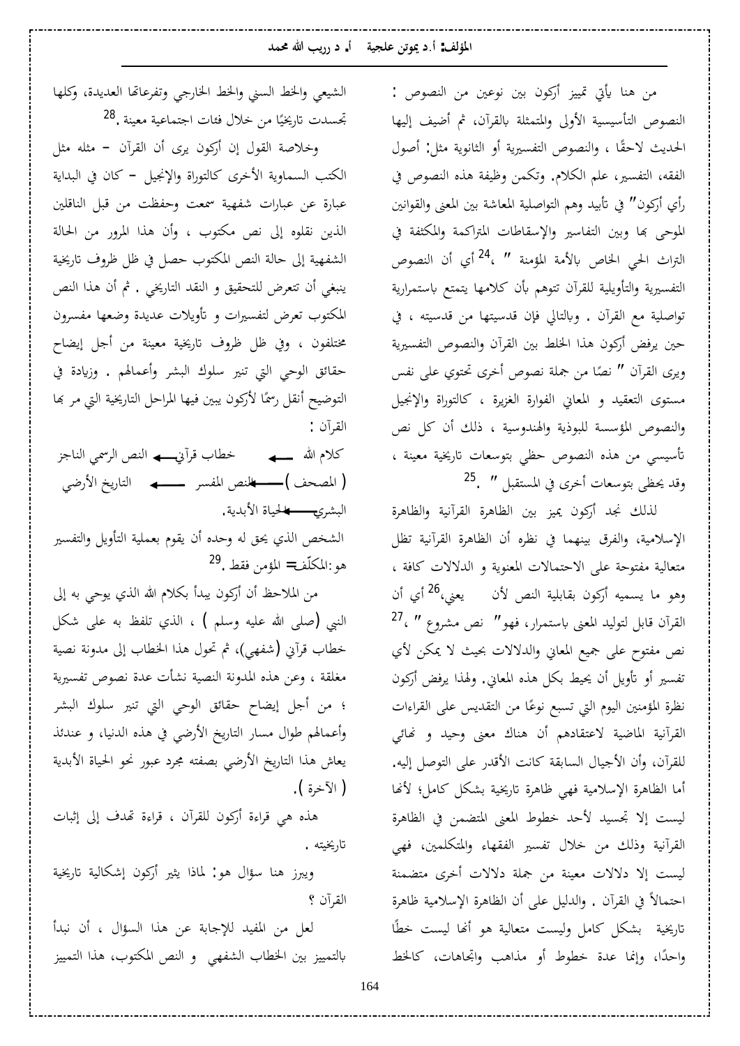من هنا يأتي تمييز أركون بين نوعين من النصوص : النصوص التأسيسية الأولى والمتمثلة بالقرآن، ثم أضيف إليها الحديث لاحقًا ، والنصوص التفسيرية أو الثانوية مثل: أصول الفقه، التفسير، علم الكلام. وتكمن وظيفة هذه النصوص في رأي أركون" في تأبيد وهم التواصلية المعاشة بين المعنى والقوانين الموحى بها وبين التفاسير والإسقاطات المتراكمة والمكثفة في التراث الحي الخاص بالأمة المؤمنة " ،[24] أي أن النصوص التفسيرية والتأويلية للقرآن تتوهم بأن كلامها يتمتع باستمرارية تواصلية مع القرآن . وبالتالي فإن قدسيتها من قدسيته ، في حين يرفض أركون هذا الخلط بين القرآن والنصوص التفسيرية ويرى القرآن " نصًا من جملة نصوص أخرى تحتوي على نفس مستوى التعقيد و المعاني الفوارة الغزيرة ، كالتوراة والإنجيل والنصوص المؤسسة للبوذية والهندوسية ، ذلك أن كل نص تأسيسي من هذه النصوص حظي بتوسعات تاريخية معينة ، وقد يحظى بتوسعات أخرى في المستقبل " .[25]

لذلك نجد أركون يميز بين الظاهرة القرآنية والظاهرة الإسلامية، والفرق بينهما في نظره أن الظاهرة القرآنية تظل متعالية مفتوحة على الاحتمالات المعنوية و الدلالات كافة ، وهو ما يسميه أركون بقابلية النص لأن يعني،[26] أي أن القرآن قابل لتوليد المعنى باستمرار، فهو" نص مشروع " ،[27] نص مفتوح على جميع المعاني والدلالات بحيث لا يمكن لأي تفسير أو تأويل أن يحيط بكل هذه المعاني. ولهذا يرفض أركون نظرة المؤمنين اليوم التي تسبغ نوعًا من التقديس على القراءات القرآنية الماضية لاعتقادهم أن هناك معنى وحيد و نهائي للقرآن، وأن الأجيال السابقة كانت الأقدر على التوصل إليه. أما الظاهرة الإسلامية فهي ظاهرة تاريخية بشكل كامل؛ لأنها ليست إلا تجسيد لأحد خطوط المعنى المتضمن في الظاهرة القرآنية وذلك من خلال تفسير الفقهاء والمتكلمين، فهي ليست إلا دلالات معينة من جملة دلالات أخرى متضمنة احتمالاً في القرآن . والدليل على أن الظاهرة الإسلامية ظاهرة تاريخية بشكل كامل وليست متعالية هو أنها ليست خطًا واحدًا، وإنما عدة خطوط أو مذاهب واتجاهات، كالخط الشيعي والخط السني والخط الخارجي وتفرعاتها العديدة، وكلها تجسدت تاريخيًا من خلال فئات اجتماعية معينة .[28]

وخلاصة القول إن أركون يرى أن القرآن – مثله مثل الكتب السماوية الأخرى كالتوراة والإنجيل – كان في البداية عبارة عن عبارات شفهية سمعت وحفظت من قبل الناقلين الذين نقلوه إلى نص مكتوب ، وأن هذا المرور من الحالة الشفهية إلى حالة النص المكتوب حصل في ظل ظروف تاريخية ينبغي أن تتعرض للتحقيق و النقد التاريخي . ثم أن هذا النص المكتوب تعرض لتفسيرات و تأويلات عديدة وضعها مفسرون مختلفون ، وفي ظل ظروف تاريخية معينة من أجل إيضاح حقائق الوحي التي تنير سلوك البشر وأعمالهم . وزيادة في التوضيح أنقل رسمًا لأركون يبين فيها المراحل التاريخية التي مر بها القرآن :

كلام الله ← خطاب قرآني ← النص الرسمي الناجز ( المصحف ) ← النص المفسر ← التاريخ الأرضي البشري ← الحياة الأبدية.

الشخص الذي يحق له وحده أن يقوم بعملية التأويل والتفسير هو:المكلّف= المؤمن فقط .[29]

من الملاحظ أن أركون يبدأ بكلام الله الذي يوحي به إلى النبي (صلى الله عليه وسلم ) ، الذي تلفظ به على شكل خطاب قرآني (شفهي)، ثم تحول هذا الخطاب إلى مدونة نصية مغلقة ، وعن هذه المدونة النصية نشأت عدة نصوص تفسيرية ؛ من أجل إيضاح حقائق الوحي التي تنير سلوك البشر وأعمالهم طوال مسار التاريخ الأرضي في هذه الدنيا، و عندئذ يعاش هذا التاريخ الأرضي بصفته مجرد عبور نحو الحياة الأبدية ( الآخرة ).

هذه هي قراءة أركون للقرآن ، قراءة تهدف إلى إثبات تاريخيته .

ويبرز هنا سؤال هو: لماذا يثير أركون إشكالية تاريخية القرآن ؟

لعل من المفيد للإجابة عن هذا السؤال ، أن نبدأ بالتمييز بين الخطاب الشفهي و النص المكتوب، هذا التمييز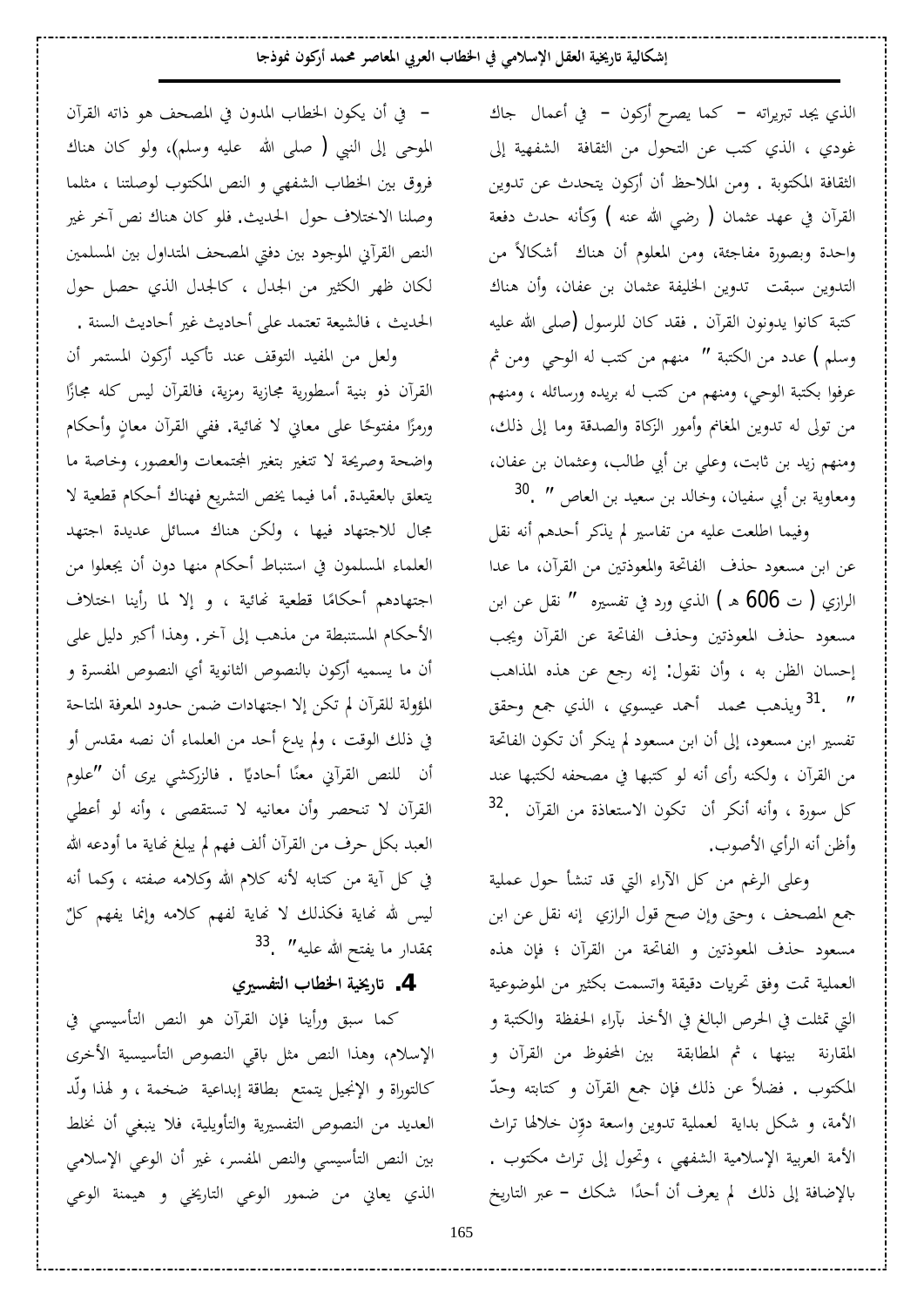الذي يجد تبريراته – كما يصرح أركون – في أعمال جاك غودي ، الذي كتب عن التحول من الثقافة الشفهية إلى الثقافة المكتوبة . ومن الملاحظ أن أركون يتحدث عن تدوين القرآن في عهد عثمان ( رضي الله عنه ) وكأنه حدث دفعة واحدة وبصورة مفاجئة، ومن المعلوم أن هناك أشكالاً من التدوين سبقت تدوين الخليفة عثمان بن عفان، وأن هناك كتبة كانوا يدونون القرآن . فقد كان للرسول (صلى الله عليه وسلم ) عدد من الكتبة " منهم من كتب له الوحي ومن ثم عرفوا بكتبة الوحي، ومنهم من كتب له بريده ورسائله ، ومنهم من تولى له تدوين المغانم وأمور الزكاة والصدقة وما إلى ذلك، ومنهم زيد بن ثابت، وعلي بن أبي طالب، وعثمان بن عفان، ومعاوية بن أبي سفيان، وخالد بن سعيد بن العاص " .[30]

وفيما اطلعت عليه من تفاسير لم يذكر أحدهم أنه نقل عن ابن مسعود حذف الفاتحة والمعوذتين من القرآن، ما عدا الرازي ( ت 606 هـ ) الذي ورد في تفسيره " نقل عن ابن مسعود حذف المعوذتين وحذف الفاتحة عن القرآن ويجب إحسان الظن به ، وأن نقول: إنه رجع عن هذه المذاهب " .[31] ويذهب محمد أحمد عيسوي ، الذي جمع وحقق تفسير ابن مسعود، إلى أن ابن مسعود لم ينكر أن تكون الفاتحة من القرآن ، ولكنه رأى أنه لو كتبها في مصحفه لكتبها عند كل سورة ، وأنه أنكر أن تكون الاستعاذة من القرآن .[32] وأظن أنه الرأي الأصوب.

وعلى الرغم من كل الآراء التي قد تنشأ حول عملية جمع المصحف ، وحتى وإن صح قول الرازي إنه نقل عن ابن مسعود حذف المعوذتين و الفاتحة من القرآن ؛ فإن هذه العملية تمت وفق تحريات دقيقة واتسمت بكثير من الموضوعية التي تمثلت في الحرص البالغ في الأخذ بآراء الحفظة والكتبة و المقارنة بينها ، ثم المطابقة بين المحفوظ من القرآن و المكتوب . فضلاً عن ذلك فإن جمع القرآن و كتابته وحدّ الأمة، و شكل بداية لعملية تدوين واسعة دوِّن خلالها تراث الأمة العربية الإسلامية الشفهي ، وتحول إلى تراث مكتوب . بالإضافة إلى ذلك لم يعرف أن أحدًا شكك – عبر التاريخ – في أن يكون الخطاب المدون في المصحف هو ذاته القرآن الموحى إلى النبي ( صلى الله عليه وسلم)، ولو كان هناك فروق بين الخطاب الشفهي و النص المكتوب لوصلتنا ، مثلما وصلنا الاختلاف حول الحديث. فلو كان هناك نص آخر غير النص القرآني الموجود بين دفتي المصحف المتداول بين المسلمين لكان ظهر الكثير من الجدل ، كالجدل الذي حصل حول الحديث ، فالشيعة تعتمد على أحاديث غير أحاديث السنة .

ولعل من المفيد التوقف عند تأكيد أركون المستمر أن القرآن ذو بنية أسطورية مجازية رمزية، فالقرآن ليس كله مجازًا ورمزًا مفتوحًا على معاني لا نهائية. ففي القرآن معانٍ وأحكام واضحة وصريحة لا تتغير بتغير المجتمعات والعصور، وخاصة ما يتعلق بالعقيدة. أما فيما يخص التشريع فهناك أحكام قطعية لا مجال للاجتهاد فيها ، ولكن هناك مسائل عديدة اجتهد العلماء المسلمون في استنباط أحكام منها دون أن يجعلوا من اجتهادهم أحكامًا قطعية نهائية ، و إلا لما رأينا اختلاف الأحكام المستنبطة من مذهب إلى آخر. وهذا أكبر دليل على أن ما يسميه أركون بالنصوص الثانوية أي النصوص المفسرة و المؤولة للقرآن لم تكن إلا اجتهادات ضمن حدود المعرفة المتاحة في ذلك الوقت ، ولم يدع أحد من العلماء أن نصه مقدس أو أن للنص القرآني معنًا أحاديًا . فالزركشي يرى أن "علوم القرآن لا تنحصر وأن معانيه لا تستقصى ، وأنه لو أعطي العبد بكل حرف من القرآن ألف فهم لم يبلغ نهاية ما أودعه الله في كل آية من كتابه لأنه كلام الله وكلامه صفته ، وكما أنه ليس لله نهاية فكذلك لا نهاية لفهم كلامه وإنما يفهم كلٌّ بمقدار ما يفتح الله عليه" .[33]

## 4. تاريخية الخطاب التفسيري

كما سبق ورأينا فإن القرآن هو النص التأسيسي في الإسلام، وهذا النص مثل باقي النصوص التأسيسية الأخرى كالتوراة و الإنجيل يتمتع بطاقة إبداعية ضخمة ، و لهذا ولّد العديد من النصوص التفسيرية والتأويلية، فلا ينبغي أن نخلط بين النص التأسيسي والنص المفسر، غير أن الوعي الإسلامي الذي يعاني من ضمور الوعي التاريخي و هيمنة الوعي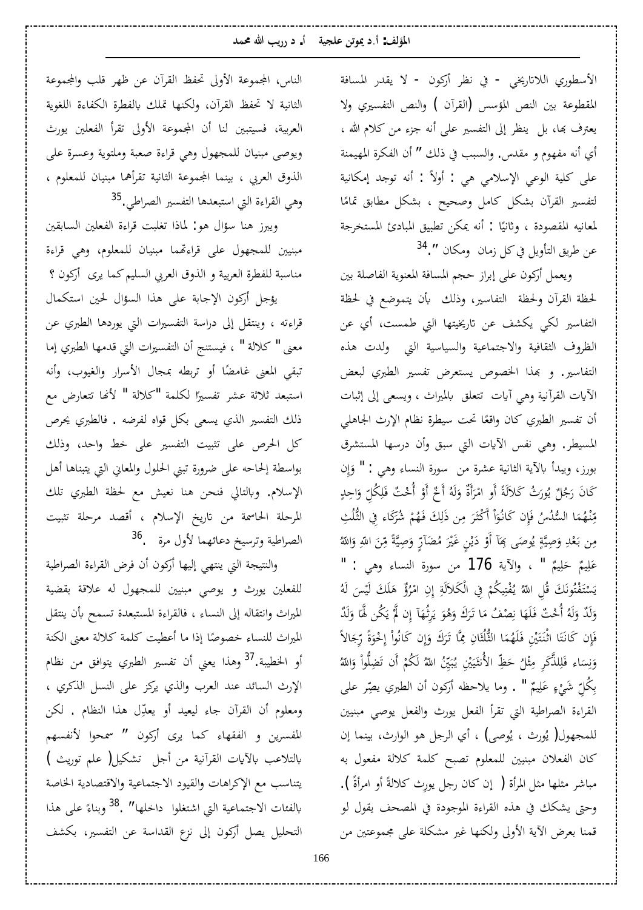الأسطوري اللاتاريخي - في نظر أركون - لا يقدر المسافة المقطوعة بين النص المؤسس (القرآن ) والنص التفسيري ولا يعترف بها، بل ينظر إلى التفسير على أنه جزء من كلام الله ، أي أنه مفهوم و مقدس. والسبب في ذلك " أن الفكرة المهيمنة على كلية الوعي الإسلامي هي : أولاً : أنه توجد إمكانية لتفسير القرآن بشكل كامل وصحيح ، بشكل مطابق تمامًا لمعانيه المقصودة ، وثانيًا : أنه يمكن تطبيق المبادئ المستخرجة عن طريق التأويل في كل زمان ومكان ".[34]

ويعمل أركون على إبراز حجم المسافة المعنوية الفاصلة بين لحظة القرآن ولحظة التفاسير، وذلك بأن يتموضع في لحظة التفاسير لكي يكشف عن تاريخيتها التي طمست، أي عن الظروف الثقافية والاجتماعية والسياسية التي ولدت هذه التفاسير. و بهذا الخصوص يستعرض تفسير الطبري لبعض الآيات القرآنية وهي آيات تتعلق بالميراث ، ويسعى إلى إثبات أن تفسير الطبري كان واقعًا تحت سيطرة نظام الإرث الجاهلي المسيطر. وهي نفس الآيات التي سبق وأن درسها المستشرق بورز، ويبدأ بالآية الثانية عشرة من سورة النساء وهي : " وَإِن كَانَ رَجُلٌ يُورَثُ كَلاَلَةً أَو امْرَأَةٌ وَلَهُ أَخٌ أَوْ أُخْتٌ فَلِكُلِّ وَاحِدٍ مِّنْهُمَا السُّدُسُ فَإِن كَانُوَاْ أَكْثَرَ مِن ذَلِكَ فَهُمْ شُرَكَاء فِي الثُّلُثِ مِن بَعْدِ وَصِيَّةٍ يُوصَى بِهَآ أَوْ دَيْنٍ غَيْرَ مُضَآرٍّ وَصِيَّةً مِّنَ اللّهِ وَاللّهُ عَلِيمٌ حَلِيمٌ " ، والآية 176 من سورة النساء وهي : " يَسْتَفْتُونَكَ قُلِ اللّهُ يُفْتِيكُمْ فِي الْكَلاَلَةِ إِنِ امْرُؤٌ هَلَكَ لَيْسَ لَهُ وَلَدٌ وَلَهُ أُخْتٌ فَلَهَا نِصْفُ مَا تَرَكَ وَهُوَ يَرِثُهَآ إِن لَّمْ يَكُن لَّهَا وَلَدٌ فَإِن كَانَتَا اثْنَتَيْنِ فَلَهُمَا الثُّلُثَانِ مِمَّا تَرَكَ وَإِن كَانُواْ إِخْوَةً رِّجَالاً وَنِسَاء فَلِلذَّكَرِ مِثْلُ حَظِّ الأُنثَيَيْنِ يُبَيِّنُ اللّهُ لَكُمْ أَن تَضِلُّواْ وَاللّهُ بِكُلِّ شَيْءٍ عَلِيمٌ " . وما يلاحظه أركون أن الطبري يصِرّ على القراءة الصراطية التي تقرأ الفعل يورث والفعل يوصي مبنيين للمجهول( يُورث ، يُوصى) ، أي الرجل هو الوارث، بينما إن كان الفعلان مبنيين للمعلوم تصبح كلمة كلالة مفعول به مباشر مثلها مثل المرأة ( إن كان رجل يورِث كلالةً أو امرأةً ). وحتى يشكك في هذه القراءة الموجودة في المصحف يقول لو قمنا بعرض الآية الأولى ولكنها غير مشكلة على مجموعتين من الناس، المجموعة الأولى تحفظ القرآن عن ظهر قلب والمجموعة الثانية لا تحفظ القرآن، ولكنها تملك بالفطرة الكفاءة اللغوية العربية، فسيتبين لنا أن المجموعة الأولى تقرأ الفعلين يورث ويوصى مبنيان للمجهول وهي قراءة صعبة وملتوية وعسرة على الذوق العربي ، بينما المجموعة الثانية تقرأهما مبنيان للمعلوم ، وهي القراءة التي استبعدها التفسير الصراطي.[35]

ويبرز هنا سؤال هو: لماذا تغلبت قراءة الفعلين السابقين مبنيين للمجهول على قراءتهما مبنيان للمعلوم، وهي قراءة مناسبة للفطرة العربية و الذوق العربي السليم كما يرى أركون ؟

يؤجل أركون الإجابة على هذا السؤال لحين استكمال قراءته ، وينتقل إلى دراسة التفسيرات التي يوردها الطبري عن معنى " كلالة " ، فيستنتج أن التفسيرات التي قدمها الطبري إما تبقي المعنى غامضًا أو تربطه بمجال الأسرار والغيوب، وأنه استبعد ثلاثة عشر تفسيرًا لكلمة "كلالة " لأنها تتعارض مع ذلك التفسير الذي يسعى بكل قواه لفرضه . فالطبري يحرص كل الحرص على تثبيت التفسير على خط واحد، وذلك بواسطة إلحاحه على ضرورة تبني الحلول والمعاني التي يتبناها أهل الإسلام. وبالتالي فنحن هنا نعيش مع لحظة الطبري تلك المرحلة الحاسمة من تاريخ الإسلام ، أقصد مرحلة تثبيت الصراطية وترسيخ دعائمها لأول مرة .[36]

والنتيجة التي ينتهي إليها أركون أن فرض القراءة الصراطية للفعلين يورث و يوصي مبنيين للمجهول له علاقة بقضية الميراث وانتقاله إلى النساء ، فالقراءة المستبعدة تسمح بأن ينتقل الميراث للنساء خصوصًا إذا ما أعطيت كلمة كلالة معنى الكنة أو الخطيبة.[37] وهذا يعني أن تفسير الطبري يتوافق من نظام الإرث السائد عند العرب والذي يركز على النسل الذكري ، ومعلوم أن القرآن جاء ليعيد أو يعدّل هذا النظام . لكن المفسرين و الفقهاء كما يرى أركون " سمحوا لأنفسهم بالتلاعب بالآيات القرآنية من أجل تشكيل( علم توريث ) يتناسب مع الإكراهات والقيود الاجتماعية والاقتصادية الخاصة بالفئات الاجتماعية التي اشتغلوا داخلها" .[38] وبناءً على هذا التحليل يصل أركون إلى نزع القداسة عن التفسير، بكشف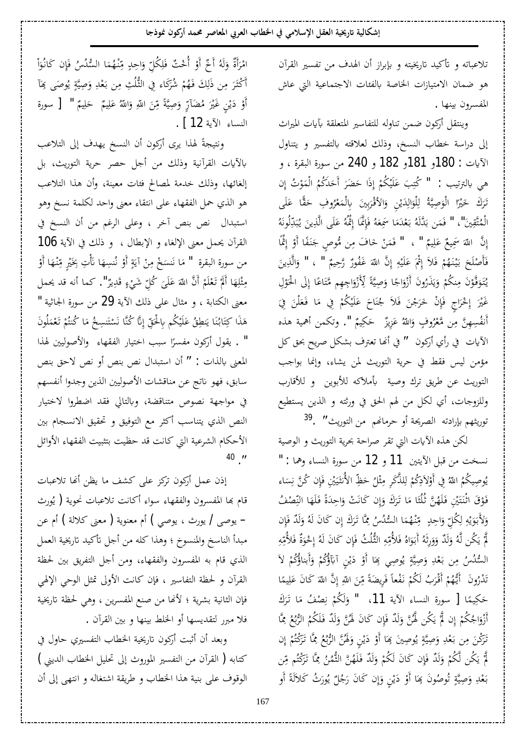تلاعباته و تأكيد تاريخيته و بإبراز أن الهدف من تفسير القرآن هو ضمان الامتيازات الخاصة بالفئات الاجتماعية التي عاش المفسرون بينها .

وينتقل أركون ضمن تناوله للتفاسير المتعلقة بآيات الميراث إلى دراسة خطاب النسخ، وذلك لعلاقته بالتفسير و يتناول الآيات : 180و 181و 182 و 240 من سورة البقرة ، و هي بالترتيب : " كُتِبَ عَلَيْكُمْ إِذَا حَضَرَ أَحَدَكُمُ الْمَوْتُ إِن تَرَكَ خَيْرًا الْوَصِيَّةُ لِلْوَالِدَيْنِ وَالأقْرَبِينَ بِالْمَعْرُوفِ حَقًّا عَلَى الْمُتَّقِينَ"، " فَمَن بَدَّلَهُ بَعْدَمَا سَمِعَهُ فَإِنَّمَا إِثْمُهُ عَلَى الَّذِينَ يُبَدِّلُونَهُ إِنَّ اللهَ سَمِيعٌ عَلِيمٌ " ، " فَمَنْ خَافَ مِن مُّوصٍ جَنَفًا أَوْ إِثْمًا فَأَصْلَحَ بَيْنَهُمْ فَلاَ إِثْمَ عَلَيْهِ إِنَّ اللهَ غَفُورٌ رَّحِيمٌ " ، " وَالَّذِينَ يُتَوَفَّوْنَ مِنكُمْ وَيَذَرُونَ أَزْوَاجًا وَصِيَّةً لِّأَزْوَاجِهِم مَّتَاعًا إِلَى الْحَوْلِ غَيْرَ إِخْرَاجٍ فَإِنْ خَرَجْنَ فَلاَ جُنَاحَ عَلَيْكُمْ فِي مَا فَعَلْنَ فِيَ أَنفُسِهِنَّ مِن مَّعْرُوفٍ وَاللهُ عَزِيزٌ حَكِيمٌ ". وتكمن أهمية هذه الآيات في رأي أركون " في أنها تعترف بشكل صريح بحق كل مؤمن ليس فقط في حرية التوريث لمن يشاء، وإنما بواجب التوريث عن طريق ترك وصية بأملاكه للأبوين و للأقارب وللزوجات، أي لكل من لهم الحق في ورثته و الذين يستطيع توريثهم بإرادته الصريحة أو حرمانهم من التوريث" .[39]

لكن هذه الآيات التي تقر صراحة بحرية التوريث و الوصية نسخت من قبل الآيتين 11 و 12 من سورة النساء وهما : " يُوصِيكُمُ اللهُ فِي أَوْلاَدِكُمْ لِلذَّكَرِ مِثْلُ حَظِّ الأُنثَيَيْنِ فَإِن كُنَّ نِسَاء فَوْقَ اثْنَتَيْنِ فَلَهُنَّ ثُلُثَا مَا تَرَكَ وَإِن كَانَتْ وَاحِدَةً فَلَهَا النِّصْفُ وَلأَبَوَيْهِ لِكُلِّ وَاحِدٍ مِّنْهُمَا السُّدُسُ مِمَّا تَرَكَ إِن كَانَ لَهُ وَلَدٌ فَإِن لَّمْ يَكُن لَّهُ وَلَدٌ وَوَرِثَهُ أَبَوَاهُ فَلأُمِّهِ الثُّلُثُ فَإِن كَانَ لَهُ إِخْوَةٌ فَلأُمِّهِ السُّدُسُ مِن بَعْدِ وَصِيَّةٍ يُوصِي بِهَا أَوْ دَيْنٍ آبَاؤُكُمْ وَأَبناؤُكُمْ لاَ تَدْرُونَ أَيُّهُمْ أَقْرَبُ لَكُمْ نَفْعاً فَرِيضَةً مِّنَ اللهِ إِنَّ اللهَ كَانَ عَلِيمًا حَكِيمًا [ سورة النساء الآية 11، " وَلَكُمْ نِصْفُ مَا تَرَكَ أَزْوَاجُكُمْ إِن لَّمْ يَكُن لَّهُنَّ وَلَدٌ فَإِن كَانَ لَهُنَّ وَلَدٌ فَلَكُمُ الرُّبُعُ مِمَّا تَرَكْنَ مِن بَعْدِ وَصِيَّةٍ يُوصِينَ بِهَا أَوْ دَيْنٍ وَلَهُنَّ الرُّبُعُ مِمَّا تَرَكْتُمْ إِن لَّمْ يَكُن لَّكُمْ وَلَدٌ فَإِن كَانَ لَكُمْ وَلَدٌ فَلَهُنَّ الثُّمُنُ مِمَّا تَرَكْتُم مِّن بَعْدِ وَصِيَّةٍ تُوصُونَ بِهَا أَوْ دَيْنٍ وَإِن كَانَ رَجُلٌ يُورَثُ كَلاَلَةً أَو امْرَأَةٌ وَلَهُ أَخٌ أَوْ أُخْتٌ فَلِكُلِّ وَاحِدٍ مِّنْهُمَا السُّدُسُ فَإِن كَانُوَاْ أَكْثَرَ مِن ذَلِكَ فَهُمْ شُرَكَاء فِي الثُّلُثِ مِن بَعْدِ وَصِيَّةٍ يُوصَى بِهَآ أَوْ دَيْنٍ غَيْرَ مُضَآرٍّ وَصِيَّةً مِّنَ اللهِ وَاللهُ عَلِيمٌ حَلِيمٌ " [ سورة النساء الآية 12 ] .

ونتيجةً لهذا يرى أركون أن النسخ يهدف إلى التلاعب بالآيات القرآنية وذلك من أجل حصر حرية التوريث، بل إلغائها، وذلك خدمة لمصالح فئات معينة، وأن هذا التلاعب هو الذي حمل الفقهاء على انتقاء معنى واحد لكلمة نسخ وهو استبدال نص بنص آخر ، وعلى الرغم من أن النسخ في القرآن يحمل معنى الإلغاء و الإبطال ، و ذلك في الآية 106 من سورة البقرة " مَا نَنسَخْ مِنْ آيَةٍ أَوْ نُنسِهَا نَأْتِ بِخَيْرٍ مِّنْهَا أَوْ مِثْلِهَا أَلَمْ تَعْلَمْ أَنَّ اللهَ عَلَىَ كُلِّ شَيْءٍ قَدِيرٌ". كما أنه قد يحمل معنى الكتابة ، و مثال على ذلك الآية 29 من سورة الجاثية " هَذَا كِتَابُنَا يَنطِقُ عَلَيْكُم بِالْحَقِّ إِنَّا كُنَّا نَسْتَنسِخُ مَا كُنتُمْ تَعْمَلُونَ " . يقول أركون مفسرًا سبب اختيار الفقهاء والأصوليين لهذا المعنى بالذات : " أن استبدال نص بنص أو نص لاحق بنص سابق، فهو ناتج عن مناقشات الأصوليين الذين وجدوا أنفسهم في مواجهة نصوص متناقضة، وبالتالي فقد اضطروا لاختيار النص الذي يتناسب أكثر مع التوفيق و تحقيق الانسجام بين الأحكام الشرعية التي كانت قد حظيت بتثبيت الفقهاء الأوائل ".[40]

إذن عمل أركون تركز على كشف ما يظن أنها تلاعبات قام بها المفسرون والفقهاء سواء أكانت تلاعبات نحوية ( يُورث – يوصى / يورث ، يوصي ) أم معنوية ( معنى كلالة ) أم عن مبدأ الناسخ والمنسوخ ؛ وهذا كله من أجل تأكيد تاريخية العمل الذي قام به المفسرون والفقهاء، ومن أجل التفريق بين لحظة القرآن و لحظة التفاسير ، فإن كانت الأولى تمثل الوحي الإلهي فإن الثانية بشرية ؛ لأنها من صنع المفسرين ، وهي لحظة تاريخية فلا مبرر لتقديسها أو الخلط بينها و بين القرآن .

وبعد أن أثبت أركون تاريخية الخطاب التفسيري حاول في كتابه ( القرآن من التفسير الموروث إلى تحليل الخطاب الديني ) الوقوف على بنية هذا الخطاب و طريقة اشتغاله و انتهى إلى أن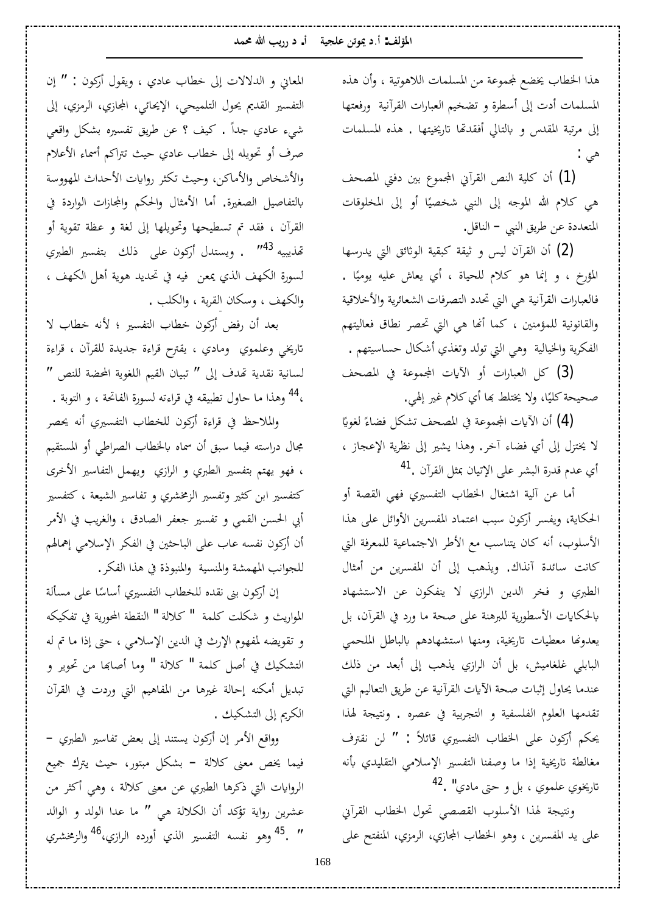هذا الخطاب يخضع لمجموعة من المسلمات اللاهوتية ، وأن هذه المسلمات أدت إلى أسطرة و تضخيم العبارات القرآنية ورفعتها إلى مرتبة المقدس و بالتالي أفقدتها تاريخيتها . هذه المسلمات هي :

(1) أن كلية النص القرآني المجموع بين دفتي المصحف هي كلام الله الموجه إلى النبي شخصيًا أو إلى المخلوقات المتعددة عن طريق النبي – الناقل.

(2) أن القرآن ليس و ثيقة كبقية الوثائق التي يدرسها المؤرخ ، و إنما هو كلام للحياة ، أي يعاش عليه يوميًا . فالعبارات القرآنية هي التي تحدد التصرفات الشعائرية والأخلاقية والقانونية للمؤمنين ، كما أنها هي التي تحصر نطاق فعاليتهم الفكرية والخيالية وهي التي تولد وتغذي أشكال حساسيتهم .

(3) كل العبارات أو الآيات المجموعة في المصحف صحيحة كليًا، ولا يختلط بها أي كلام غير إلهي.

(4) أن الآيات المجموعة في المصحف تشكل فضاءً لغويًا لا يختزل إلى أي فضاء آخر. وهذا يشير إلى نظرية الإعجاز ، أي عدم قدرة البشر على الإتيان بمثل القرآن .[41]

أما عن آلية اشتغال الخطاب التفسيري فهي القصة أو الحكاية، ويفسر أركون سبب اعتماد المفسرين الأوائل على هذا الأسلوب، أنه كان يتناسب مع الأطر الاجتماعية للمعرفة التي كانت سائدة آنذاك. ويذهب إلى أن المفسرين من أمثال الطبري و فخر الدين الرازي لا ينفكون عن الاستشهاد بالحكايات الأسطورية للبرهنة على صحة ما ورد في القرآن، بل يعدونها معطيات تاريخية، ومنها استشهادهم بالباطل الملحمي البابلي غلغاميش، بل أن الرازي يذهب إلى أبعد من ذلك عندما يحاول إثبات صحة الآيات القرآنية عن طريق التعاليم التي تقدمها العلوم الفلسفية و التجريبية في عصره . ونتيجة لهذا يحكم أركون على الخطاب التفسيري قائلاً : " لن نقترف مغالطة تاريخية إذا ما وصفنا التفسير الإسلامي التقليدي بأنه تاريخوي علموي ، بل و حتى مادي" .[42]

ونتيجة لهذا الأسلوب القصصي تحول الخطاب القرآني على يد المفسرين ، وهو الخطاب المجازي، الرمزي، المنفتح على المعاني و الدلالات إلى خطاب عادي ، ويقول أركون : " إن التفسير القديم يحول التلميحي، الإيحائي، المجازي، الرمزي، إلى شيء عادي جداً . كيف ؟ عن طريق تفسيره بشكل واقعي صرف أو تحويله إلى خطاب عادي حيث تتراكم أسماء الأعلام والأشخاص والأماكن، وحيث تكثر روايات الأحداث المهووسة بالتفاصيل الصغيرة. أما الأمثال والحكم والمجازات الواردة في القرآن ، فقد تم تسطيحها وتحويلها إلى لغة و عظة تقوية أو تهذيبيه[43]" . ويستدل أركون على ذلك بتفسير الطبري لسورة الكهف الذي يمعن فيه في تحديد هوية أهل الكهف ، والكهف ، وسكان القرية ، والكلب .

بعد أن رفض أركون خطاب التفسير ؛ لأنه خطاب لا تاريخي وعلموي ومادي ، يقترح قراءة جديدة للقرآن ، قراءة لسانية نقدية تهدف إلى " تبيان القيم اللغوية المحضة للنص " ،[44] وهذا ما حاول تطبيقه في قراءته لسورة الفاتحة ، و التوبة .

والملاحظ في قراءة أركون للخطاب التفسيري أنه يحصر مجال دراسته فيما سبق أن سماه بالخطاب الصراطي أو المستقيم ، فهو يهتم بتفسير الطبري و الرازي ويهمل التفاسير الأخرى كتفسير ابن كثير وتفسير الزمخشري و تفاسير الشيعة ، كتفسير أبي الحسن القمي و تفسير جعفر الصادق ، والغريب في الأمر أن أركون نفسه عاب على الباحثين في الفكر الإسلامي إهمالهم للجوانب المهمشة والمنسية والمنبوذة في هذا الفكر.

إن أركون بنى نقده للخطاب التفسيري أساسًا على مسألة المواريث و شكلت كلمة " كلالة " النقطة المحورية في تفكيكه و تقويضه لمفهوم الإرث في الدين الإسلامي ، حتى إذا ما تم له التشكيك في أصل كلمة " كلالة " وما أصابها من تحوير و تبديل أمكنه إحالة غيرها من المفاهيم التي وردت في القرآن الكريم إلى التشكيك .

وواقع الأمر إن أركون يستند إلى بعض تفاسير الطبري – فيما يخص معنى كلالة – بشكل مبتور، حيث يترك جميع الروايات التي ذكرها الطبري عن معنى كلالة ، وهي أكثر من عشرين رواية تؤكد أن الكلالة هي " ما عدا الولد و الوالد " .[45] وهو نفسه التفسير الذي أورده الرازي،[46] والزمخشري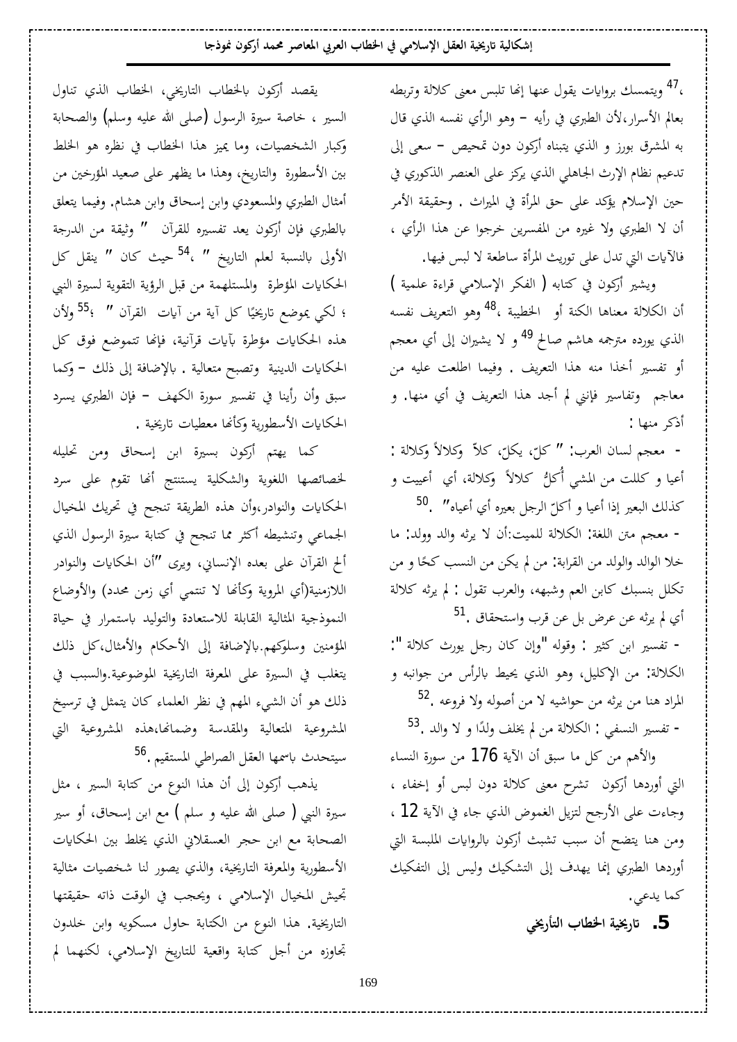،[47] ويتمسك بروايات يقول عنها إنها تلبس معنى كلالة وتربطه بعالم الأسرار،لأن الطبري في رأيه – وهو الرأي نفسه الذي قال به المشرق بورز و الذي يتبناه أركون دون تمحيص – سعى إلى تدعيم نظام الإرث الجاهلي الذي يركز على العنصر الذكوري في حين الإسلام يؤكد على حق المرأة في الميراث . وحقيقة الأمر أن لا الطبري ولا غيره من المفسرين خرجوا عن هذا الرأي ، فالآيات التي تدل على توريث المرأة ساطعة لا لبس فيها.

ويشير أركون في كتابه ( الفكر الإسلامي قراءة علمية ) أن الكلالة معناها الكنة أو الخطيبة ،[48] وهو التعريف نفسه الذي يورده مترجمه هاشم صالح [49] و لا يشيران إلى أي معجم أو تفسير أخذا منه هذا التعريف . وفيما اطلعت عليه من معاجم وتفاسير فإنني لم أجد هذا التعريف في أي منها. و أذكر منها :

- معجم لسان العرب: " كلّ، يكلّ، كلاً وكلالاً وكلالة : أعيا و كللت من المشي أُكلُّ كلالاً وكلالة، أي أعييت و كذلك البعير إذا أعيا و أكلّ الرجل بعيره أي أعياه" .[50]

- معجم متن اللغة: الكلالة للميت:أن لا يرثه والد وولد: ما خلا الوالد والولد من القرابة: من لم يكن من النسب كحًا و من تكلل بنسبك كابن العم وشبهه، والعرب تقول : لم يرثه كلالة أي لم يرثه عن عرض بل عن قرب واستحقاق .[51]

- تفسير ابن كثير : وقوله "وإن كان رجل يورث كلالة ": الكلالة: من الإكليل، وهو الذي يحيط بالرأس من جوانبه و المراد هنا من يرثه من حواشيه لا من أصوله ولا فروعه .[52]

- تفسير النسفي : الكلالة من لم يخلف ولدًا و لا والد .[53]

والأهم من كل ما سبق أن الآية 176 من سورة النساء التي أوردها أركون تشرح معنى كلالة دون لبس أو إخفاء ، وجاءت على الأرجح لتزيل الغموض الذي جاء في الآية 12 ، ومن هنا يتضح أن سبب تشبث أركون بالروايات الملبسة التي أوردها الطبري إنما يهدف إلى التشكيك وليس إلى التفكيك كما يدعي.

## 5. تاريخية الخطاب التأريخي

يقصد أركون بالخطاب التاريخي، الخطاب الذي تناول السير ، خاصة سيرة الرسول (صلى الله عليه وسلم) والصحابة وكبار الشخصيات، وما يميز هذا الخطاب في نظره هو الخلط بين الأسطورة والتاريخ، وهذا ما يظهر على صعيد المؤرخين من أمثال الطبري والمسعودي وابن إسحاق وابن هشام. وفيما يتعلق بالطبري فإن أركون يعد تفسيره للقرآن " وثيقة من الدرجة الأولى بالنسبة لعلم التاريخ " ،[54] حيث كان " ينقل كل الحكايات المؤطرة والمستلهمة من قبل الرؤية التقوية لسيرة النبي ؛ لكي يموضع تاريخيًا كل آية من آيات القرآن " ؛[55] ولأن هذه الحكايات مؤطرة بآيات قرآنية، فإنها تتموضع فوق كل الحكايات الدينية وتصبح متعالية . بالإضافة إلى ذلك – وكما سبق وأن رأينا في تفسير سورة الكهف – فإن الطبري يسرد الحكايات الأسطورية وكأنها معطيات تاريخية .

كما يهتم أركون بسيرة ابن إسحاق ومن تحليله لخصائصها اللغوية والشكلية يستنتج أنها تقوم على سرد الحكايات والنوادر،وأن هذه الطريقة تنجح في تحريك المخيال الجماعي وتنشيطه أكثر مما تنجح في كتابة سيرة الرسول الذي ألح القرآن على بعده الإنساني، ويرى "أن الحكايات والنوادر اللازمنية(أي المروية وكأنها لا تنتمي أي زمن محدد) والأوضاع النموذجية المثالية القابلة للاستعادة والتوليد باستمرار في حياة المؤمنين وسلوكهم.بالإضافة إلى الأحكام والأمثال،كل ذلك يتغلب في السيرة على المعرفة التاريخية الموضوعية.والسبب في ذلك هو أن الشيء المهم في نظر العلماء كان يتمثل في ترسيخ المشروعية المتعالية والمقدسة وضمانها،هذه المشروعية التي سيتحدث باسمها العقل الصراطي المستقيم .[56]

يذهب أركون إلى أن هذا النوع من كتابة السير ، مثل سيرة النبي ( صلى الله عليه و سلم ) مع ابن إسحاق، أو سير الصحابة مع ابن حجر العسقلاني الذي يخلط بين الحكايات الأسطورية والمعرفة التاريخية، والذي يصور لنا شخصيات مثالية تجيش المخيال الإسلامي ، ويحجب في الوقت ذاته حقيقتها التاريخية. هذا النوع من الكتابة حاول مسكويه وابن خلدون تجاوزه من أجل كتابة واقعية للتاريخ الإسلامي، لكنهما لم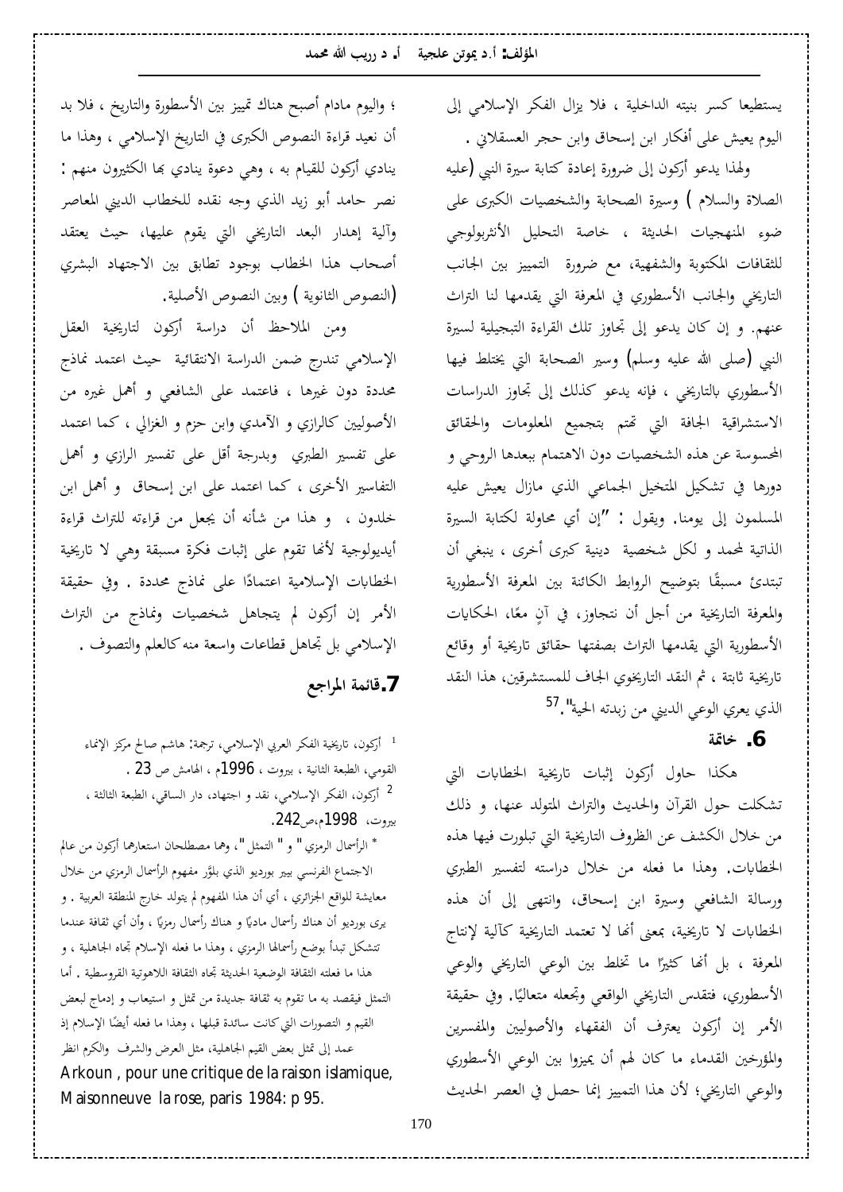يستطيعا كسر بنيته الداخلية ، فلا يزال الفكر الإسلامي إلى اليوم يعيش على أفكار ابن إسحاق وابن حجر العسقلاني .

ولهذا يدعو أركون إلى ضرورة إعادة كتابة سيرة النبي (عليه الصلاة والسلام ) وسيرة الصحابة والشخصيات الكبرى على ضوء المنهجيات الحديثة ، خاصة التحليل الأنثربولوجي للثقافات المكتوبة والشفهية، مع ضرورة التمييز بين الجانب التاريخي والجانب الأسطوري في المعرفة التي يقدمها لنا التراث عنهم. و إن كان يدعو إلى تجاوز تلك القراءة التبجيلية لسيرة النبي (صلى الله عليه وسلم) وسير الصحابة التي يختلط فيها الأسطوري بالتاريخي ، فإنه يدعو كذلك إلى تجاوز الدراسات الاستشراقية الجافة التي تهتم بتجميع المعلومات والحقائق المحسوسة عن هذه الشخصيات دون الاهتمام ببعدها الروحي و دورها في تشكيل المتخيل الجماعي الذي مازال يعيش عليه المسلمون إلى يومنا. ويقول : "إن أي محاولة لكتابة السيرة الذاتية لمحمد و لكل شخصية دينية كبرى أخرى ، ينبغي أن تبتدئ مسبقًا بتوضيح الروابط الكائنة بين المعرفة الأسطورية والمعرفة التاريخية من أجل أن نتجاوز، في آنٍ معًا، الحكايات الأسطورية التي يقدمها التراث بصفتها حقائق تاريخية أو وقائع تاريخية ثابتة ، ثم النقد التاريخوي الجاف للمستشرقين، هذا النقد الذي يعري الوعي الديني من زبدته الحية".[57]

## 6. خاتمة

هكذا حاول أركون إثبات تاريخية الخطابات التي تشكلت حول القرآن والحديث والتراث المتولد عنها، و ذلك من خلال الكشف عن الظروف التاريخية التي تبلورت فيها هذه الخطابات. وهذا ما فعله من خلال دراسته لتفسير الطبري ورسالة الشافعي وسيرة ابن إسحاق، وانتهى إلى أن هذه الخطابات لا تاريخية، بمعنى أنها لا تعتمد التاريخية كآلية لإنتاج المعرفة ، بل أنها كثيرًا ما تخلط بين الوعي التاريخي والوعي الأسطوري، فتقدس التاريخي الواقعي وتجعله متعاليًا. وفي حقيقة الأمر إن أركون يعترف أن الفقهاء والأصوليين والمفسرين والمؤرخين القدماء ما كان لهم أن يميزوا بين الوعي الأسطوري والوعي التاريخي؛ لأن هذا التمييز إنما حصل في العصر الحديث ؛ واليوم مادام أصبح هناك تمييز بين الأسطورة والتاريخ ، فلا بد أن نعيد قراءة النصوص الكبرى في التاريخ الإسلامي ، وهذا ما ينادي أركون للقيام به ، وهي دعوة ينادي بها الكثيرون منهم : نصر حامد أبو زيد الذي وجه نقده للخطاب الديني المعاصر وآلية إهدار البعد التاريخي التي يقوم عليها، حيث يعتقد أصحاب هذا الخطاب بوجود تطابق بين الاجتهاد البشري (النصوص الثانوية ) وبين النصوص الأصلية.

ومن الملاحظ أن دراسة أركون لتاريخية العقل الإسلامي تندرج ضمن الدراسة الانتقائية حيث اعتمد نماذج محددة دون غيرها ، فاعتمد على الشافعي و أهمل غيره من الأصوليين كالرازي و الآمدي وابن حزم و الغزالي ، كما اعتمد على تفسير الطبري وبدرجة أقل على تفسير الرازي و أهمل التفاسير الأخرى ، كما اعتمد على ابن إسحاق و أهمل ابن خلدون ، و هذا من شأنه أن يجعل من قراءته للتراث قراءة أيديولوجية لأنها تقوم على إثبات فكرة مسبقة وهي لا تاريخية الخطابات الإسلامية اعتمادًا على نماذج محددة . وفي حقيقة الأمر إن أركون لم يتجاهل شخصيات ونماذج من التراث الإسلامي بل تجاهل قطاعات واسعة منه كالعلم والتصوف .

## 7.قائمة المراجع

[1] أركون، تاريخية الفكر العربي الإسلامي، ترجمة: هاشم صالح مركز الإنماء القومي، الطبعة الثانية ، بيروت ، 1996م ، الهامش ص 23 .

[2] أركون، الفكر الإسلامي، نقد و اجتهاد، دار الساقي، الطبعة الثالثة ، بيروت، 1998م،ص242.

* الرأسمال الرمزي " و " التمثل "، وهما مصطلحان استعارهما أركون من عالم الاجتماع الفرنسي بيير بورديو الذي بلوَّر مفهوم الرأسمال الرمزي من خلال معايشة للواقع الجزائري ، أي أن هذا المفهوم لم يتولد خارج المنطقة العربية . و يرى بورديو أن هناك رأسمال ماديًا و هناك رأسمال رمزيًا ، وأن أي ثقافة عندما تتشكل تبدأ بوضع رأسمالها الرمزي ، وهذا ما فعله الإسلام تجاه الجاهلية ، و هذا ما فعلته الثقافة الوضعية الحديثة تجاه الثقافة اللاهوتية القروسطية . أما التمثل فيقصد به ما تقوم به ثقافة جديدة من تمثل و استيعاب و إدماج لبعض القيم و التصورات التي كانت سائدة قبلها ، وهذا ما فعله أيضًا الإسلام إذ عمد إلى تمثل بعض القيم الجاهلية، مثل العرض والشرف والكرم انظر Arkoun , pour une critique de la raison islamique, Maisonneuve la rose, paris 1984: p 95.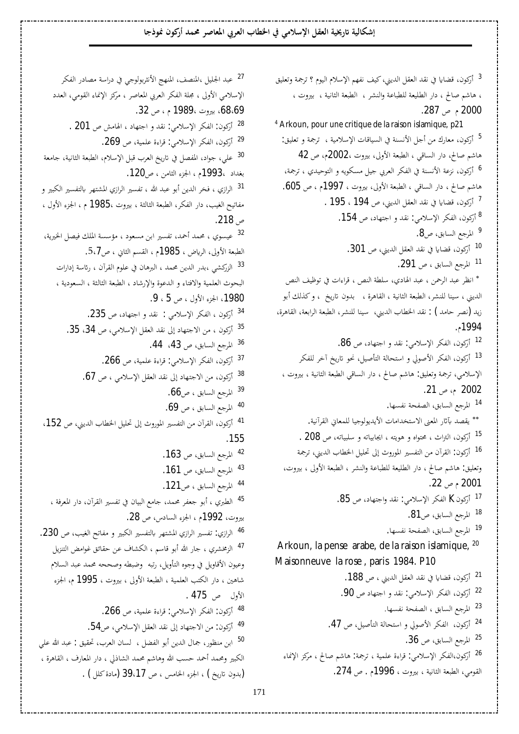[3] أركون، قضايا في نقد العقل الديني، كيف نفهم الإسلام اليوم ؟ ترجمة وتعليق ، هاشم صالح ، دار الطليعة للطباعة والنشر ، الطبعة الثانية ، بيروت ، 2000 م ص 287.

[4] Arkoun, pour une critique de la raison islamique, p21

[5] أركون، معارك من أجل الأنسنة في السياقات الإسلامية ، ترجمة و تعليق: هاشم صالح، دار الساقي ، الطبعة الأولى، بيروت ،2002م، ص 42

[6] أركون، نزعة الأنسنة في الفكر العربي جيل مسكويه و التوحيدي ، ترجمة، هاشم صالح ، دار الساقي ، الطبعة الأولى، بيروت ، 1997م ، ص 605.

[7] أركون، قضايا في نقد العقل الديني، ص 194 ، 195 .

[8] أركون، الفكر الإسلامي: نقد و اجتهاد، ص 154.

[9] المرجع السابق، ص8.

[10] أركون، قضايا في نقد العقل الديني، ص 301.

[11] المرجع السابق ، ص 291.

* انظر عبد الرحمن ، عبد الهادي، سلطة النص ، قراءات في توظيف النص الديني ، سينا للنشر، الطبعة الثانية ، القاهرة ، بدون تاريخ ، وكذلك أبو زيد (نصر حامد ) : نقد الخطاب الديني، سينا للنشر، الطبعة الرابعة، القاهرة، 1994م.

[12] أركون، الفكر الإسلامي: نقد و اجتهاد، ص 86.

[13] أركون، الفكر الأصولي و استحالة التأصيل، نحو تاريخ آخر للفكر الإسلامي، ترجمة وتعليق: هاشم صالح ، دار الساقي الطبعة الثانية ، بيروت ، 2002 م، ص 21.

[14] المرجع السابق، الصفحة نفسها.

** يقصد بآثار المعنى الاستخدامات الأيديولوجيا للمعاني القرآنية.

[15] أركون، التراث ، محتواه و هويته ، ايجابياته و سلبياته، ص 208 .

[16] أركون: القرآن من التفسير الموروث إلى تحليل الخطاب الديني، ترجمة وتعليق: هاشم صالح ، دار الطليعة للطباعة والنشر ، الطبعة الأولى ، بيروت، 2001 م ص 22.

[17] أركون K الفكر الإسلامي: نقد واجتهاد، ص 85.

[18] المرجع السابق، ص81.

[19] المرجع السابق، الصفحة نفسها.

[20] Arkoun, la pense arabe, de la raison islamique, Maisonneuve la rose , paris 1984. P10

[21] أركون، قضايا في نقد العقل الديني ، ص 188.

[22] أركون، الفكر الإسلامي: نقد و اجتهاد ص 90.

[23] المرجع السابق ، الصفحة نفسها.

[24] أركون، الفكر الأصولي و استحالة التأصيل، ص 47.

[25] المرجع السابق، ص 36.

[26] أركون،الفكر الإسلامي: قراءة علمية ، ترجمة: هاشم صالح ، مركز الإنماء القومي، الطبعة الثانية ، بيروت ، 1996م . ص 274.

[27] عبد الجليل ،المنصف، المنهج الأنثربولوجي في دراسة مصادر الفكر الإسلامي الأولى ، مجلة الفكر العربي المعاصر ، مركز الإنماء القومي، العدد 68،69، بيروت ،1989 م ، ص 32.

[28] أركون: الفكر الإسلامي: نقد و اجتهاد ، الهامش ص 201 .

[29] أركون، الفكر الإسلامي: قراءة علمية، ص 269.

[30] علي، جواد، المفصل في تاريخ العرب قبل الإسلام، الطبعة الثانية، جامعة بغداد ،1993م ، الجزء الثامن ، ص120.

[31] الرازي ، فخر الدين أبو عبد الله ، تفسير الرازي المشتهر بالتفسير الكبير و مفاتيح الغيب، دار الفكر، الطبعة الثالثة ، بيروت ،1985 م ، الجزء الأول ، ص 218.

[32] عيسوي ، محمد أحمد، تفسير ابن مسعود ، مؤسسة الملك فيصل الخيرية، الطبعة الأولى، الرياض ، 1985م ، القسم الثاني ، ص7،5.

[33] الزركشي ،بدر الدين محمد ، البرهان في علوم القرآن ، رئاسة إدارات البحوث العلمية والافتاء و الدعوة والإرشاد ، الطبعة الثالثة ، السعودية ، 1980، الجزء الأول ، ص 5 ، 9.

[34] أركون ، الفكر الإسلامي : نقد و اجتهاد، ص 235.

[35] أركون ، من الاجتهاد إلى نقد العقل الإسلامي، ص 34، 35.

[36] المرجع السابق، ص 43، 44.

[37] أركون، الفكر الإسلامي: قراءة علمية، ص 266.

[38] أركون، من الاجتهاد إلى نقد العقل الإسلامي ، ص 67.

[39] المرجع السابق ، ص66.

[40] المرجع السابق ، ص 69.

[41] أركون، القرآن من التفسير الموروث إلى تحليل الخطاب الديني، ص 152، 155.

[42] المرجع السابق، ص 163.

[43] المرجع السابق، ص 161.

[44] المرجع السابق ، ص121.

[45] الطبري ، أبو جعفر محمد، جامع البيان في تفسير القرآن، دار المعرفة ، بيروت، 1992م ، الجزء السادس، ص 28.

[46] الرازي: تفسير الرازي المشتهر بالتفسير الكبير و مفاتح الغيب، ص 230.

[47] الزمخشري ، جار الله أبو قاسم ، الكشاف عن حقائق غوامض التنزيل وعيون الأقاويل في وجوه التأويل، رتبه وضبطه وصححه محمد عبد السلام شاهين ، دار الكتب العلمية ، الطبعة الأولى ، بيروت ، 1995 م، الجزء الأول ص 475 .

[48] أركون، الفكر الإسلامي: قراءة علمية، ص 266.

[49] أركون: من الاجتهاد إلى نقد العقل الإسلامي، ص54.

[50] ابن منظور، جمال الدين أبو الفضل ، لسان العرب، تحقيق : عبد الله علي الكبير ومحمد أحمد حسب الله وهاشم محمد الشاذلي ، دار المعارف ، القاهرة ، (بدون تاريخ ) ، الجزء الخامس ، ص 39،17 (مادة كلل ) .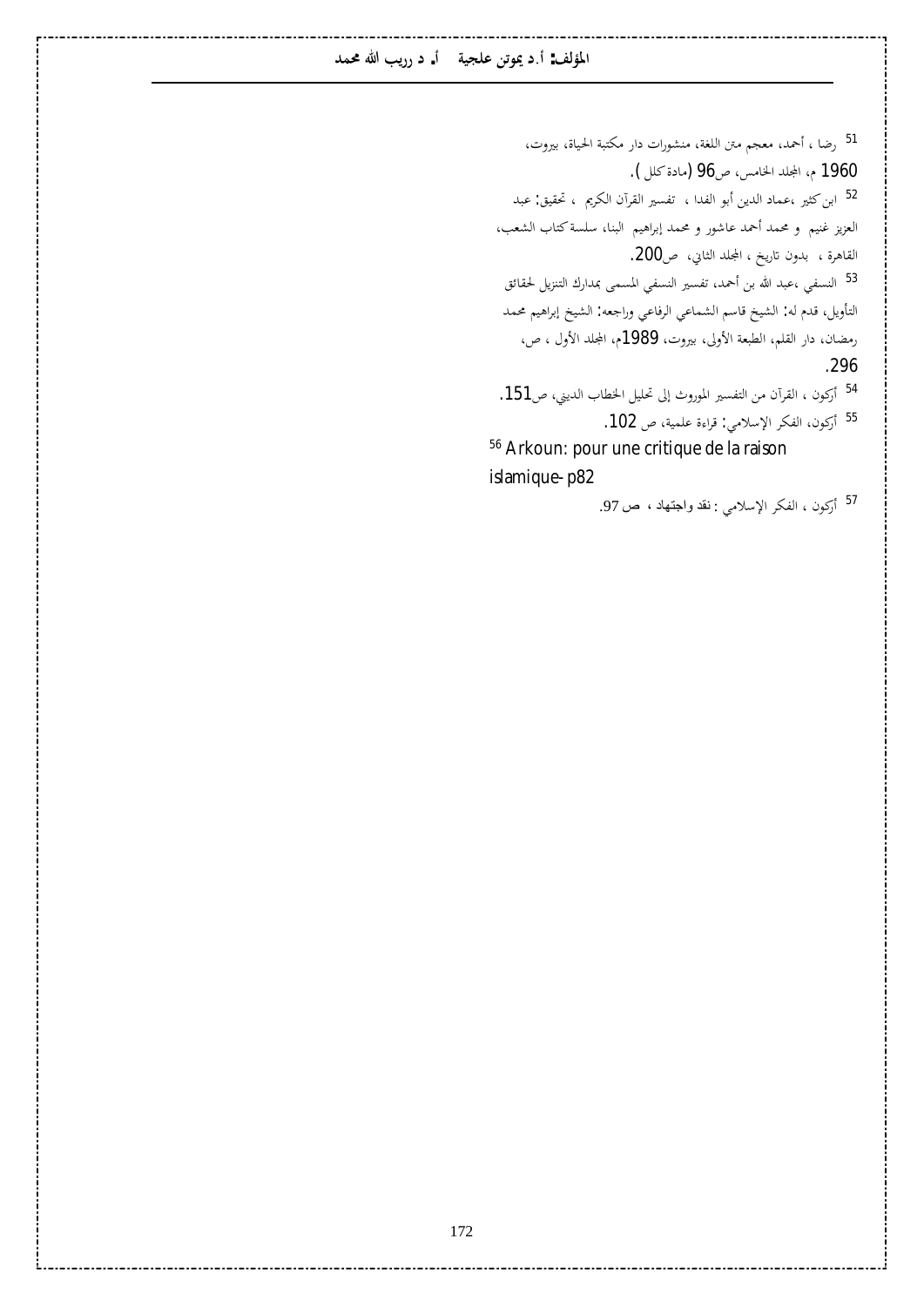[51] رضا ، أحمد، معجم متن اللغة، منشورات دار مكتبة الحياة، بيروت، 1960 م، المجلد الخامس، ص96 (مادة كلل ).

[52] ابن كثير ،عماد الدين أبو الفدا ، تفسير القرآن الكريم ، تحقيق: عبد العزيز غنيم و محمد أحمد عاشور و محمد إبراهيم البنا، سلسلة كتاب الشعب، القاهرة ، بدون تاريخ ، المجلد الثاني، ص200.

[53] النسفي ،عبد الله بن أحمد، تفسير النسفي المسمى بمدارك التنزيل لحقائق التأويل، قدم له: الشيخ قاسم الشماعي الرفاعي وراجعه: الشيخ إبراهيم محمد رمضان، دار القلم، الطبعة الأولى، بيروت، 1989م، المجلد الأول ، ص، 296.

[54] أركون ، القرآن من التفسير الموروث إلى تحليل الخطاب الديني، ص151.

[55] أركون، الفكر الإسلامي: قراءة علمية، ص 102.

[56] Arkoun: pour une critique de la raison islamique- p82

[57] أركون ، الفكر الإسلامي : نقد واجتهاد ، ص 97.